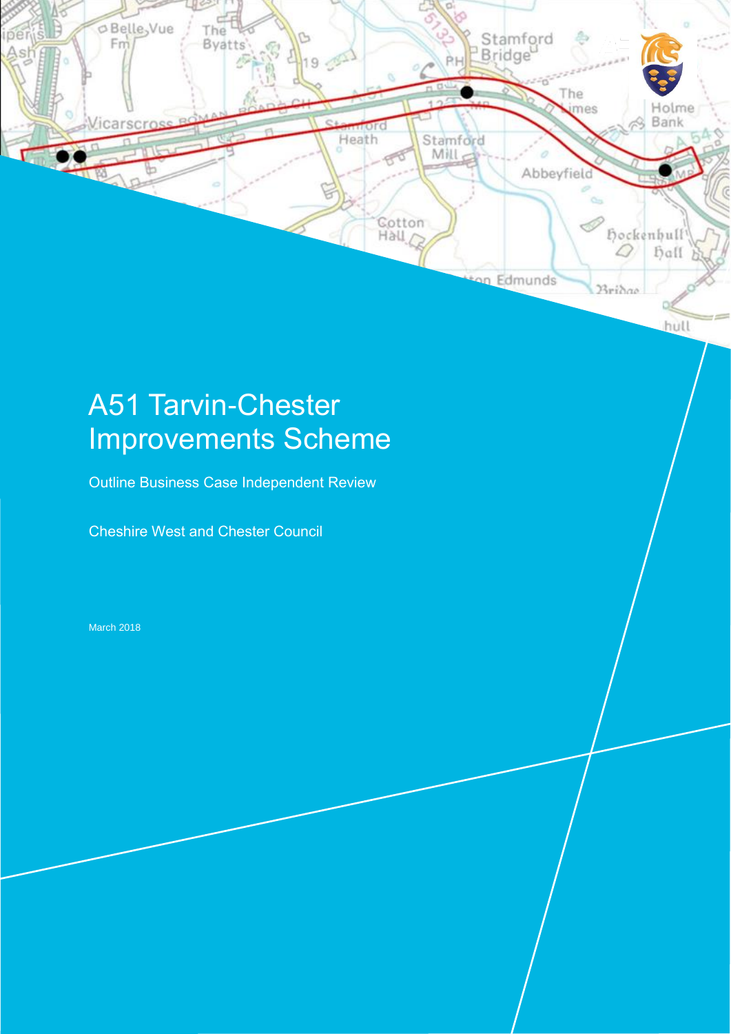# A51 Tarvin-Chester Improvements Scheme

Outline Business Case Independent Review

Cheshire West and Chester Council

March 2018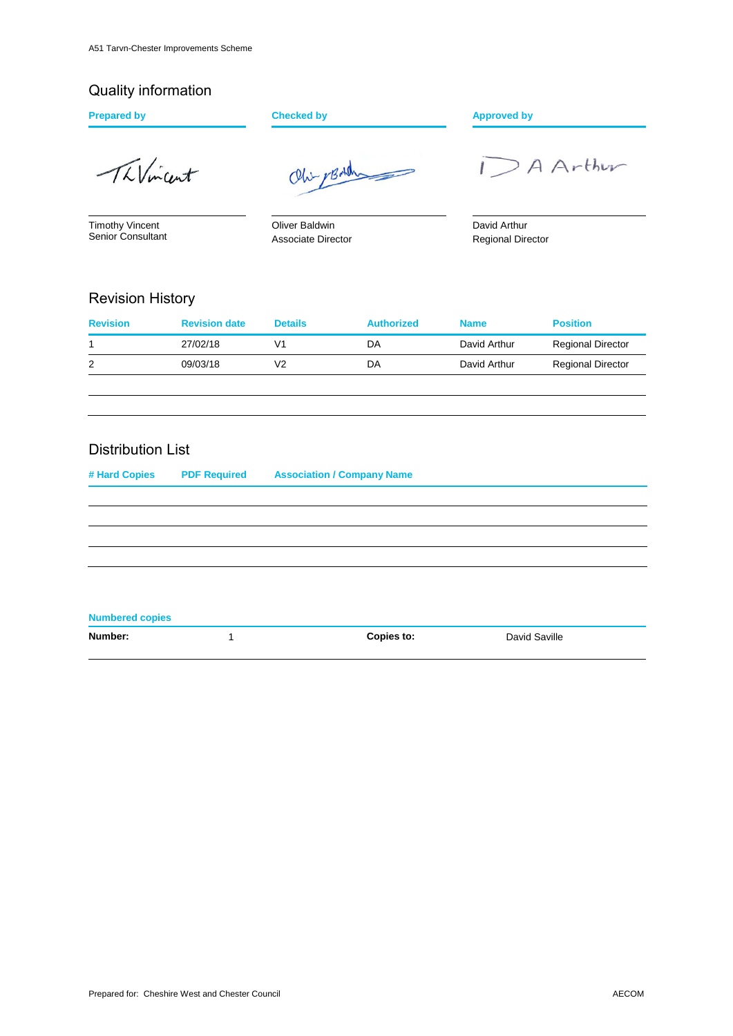## Quality information

| Prepared by | Checked by | Approved by |
|---|---|---|
| Timothy Vincent<br>Senior Consultant | Oliver Baldwin<br>Associate Director | David Arthur<br>Regional Director |

## Revision History

| Revision | Revision date | Details | Authorized | Name | Position |
|---|---|---|---|---|---|
| 1 | 27/02/18 | V1 | DA | David Arthur | Regional Director |
| 2 | 09/03/18 | V2 | DA | David Arthur | Regional Director |
| | | | | | |
| | | | | | |

## Distribution List

| # Hard Copies | PDF Required | Association / Company Name |
|---|---|---|
| | | |
| | | |
| | | |
| | | |

**Numbered copies**

| **Number:** | 1 | **Copies to:** | David Saville |
|---|---|---|---|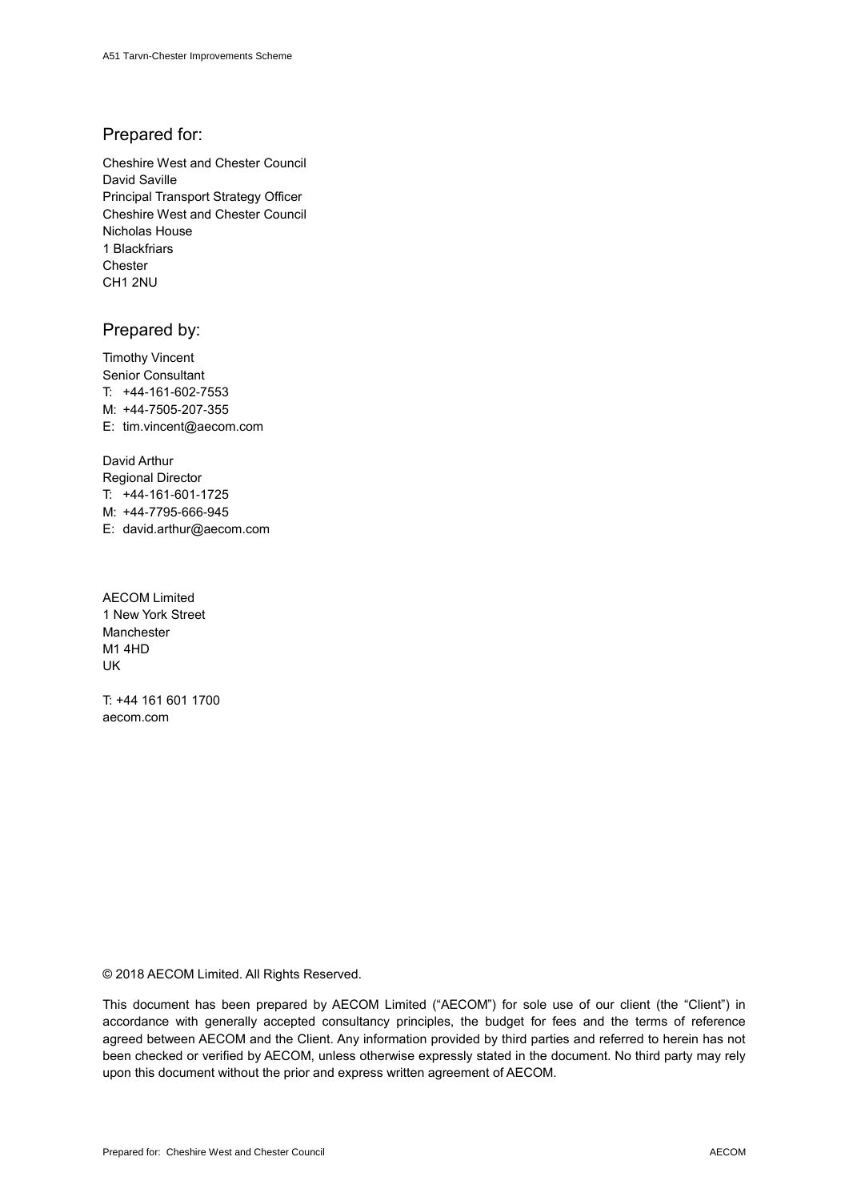## Prepared for:

Cheshire West and Chester Council
David Saville
Principal Transport Strategy Officer
Cheshire West and Chester Council
Nicholas House
1 Blackfriars
Chester
CH1 2NU

## Prepared by:

Timothy Vincent
Senior Consultant
T: +44-161-602-7553
M: +44-7505-207-355
E: tim.vincent@aecom.com

David Arthur
Regional Director
T: +44-161-601-1725
M: +44-7795-666-945
E: david.arthur@aecom.com

AECOM Limited
1 New York Street
Manchester
M1 4HD
UK

T: +44 161 601 1700
aecom.com

© 2018 AECOM Limited. All Rights Reserved.

This document has been prepared by AECOM Limited ("AECOM") for sole use of our client (the "Client") in accordance with generally accepted consultancy principles, the budget for fees and the terms of reference agreed between AECOM and the Client. Any information provided by third parties and referred to herein has not been checked or verified by AECOM, unless otherwise expressly stated in the document. No third party may rely upon this document without the prior and express written agreement of AECOM.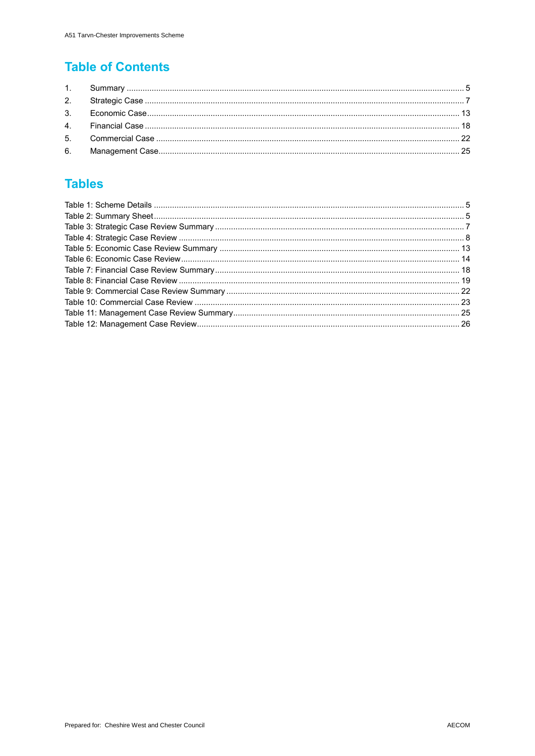## Table of Contents

1. Summary .................................................................................................................... 5
2. Strategic Case ........................................................................................................... 7
3. Economic Case ......................................................................................................... 13
4. Financial Case ......................................................................................................... 18
5. Commercial Case ..................................................................................................... 22
6. Management Case ................................................................................................... 25

## Tables

Table 1: Scheme Details ................................................................................................ 5
Table 2: Summary Sheet ................................................................................................ 5
Table 3: Strategic Case Review Summary ..................................................................... 7
Table 4: Strategic Case Review ..................................................................................... 8
Table 5: Economic Case Review Summary .................................................................. 13
Table 6: Economic Case Review .................................................................................. 14
Table 7: Financial Case Review Summary .................................................................... 18
Table 8: Financial Case Review ................................................................................... 19
Table 9: Commercial Case Review Summary ............................................................... 22
Table 10: Commercial Case Review ............................................................................ 23
Table 11: Management Case Review Summary ............................................................ 25
Table 12: Management Case Review ........................................................................... 26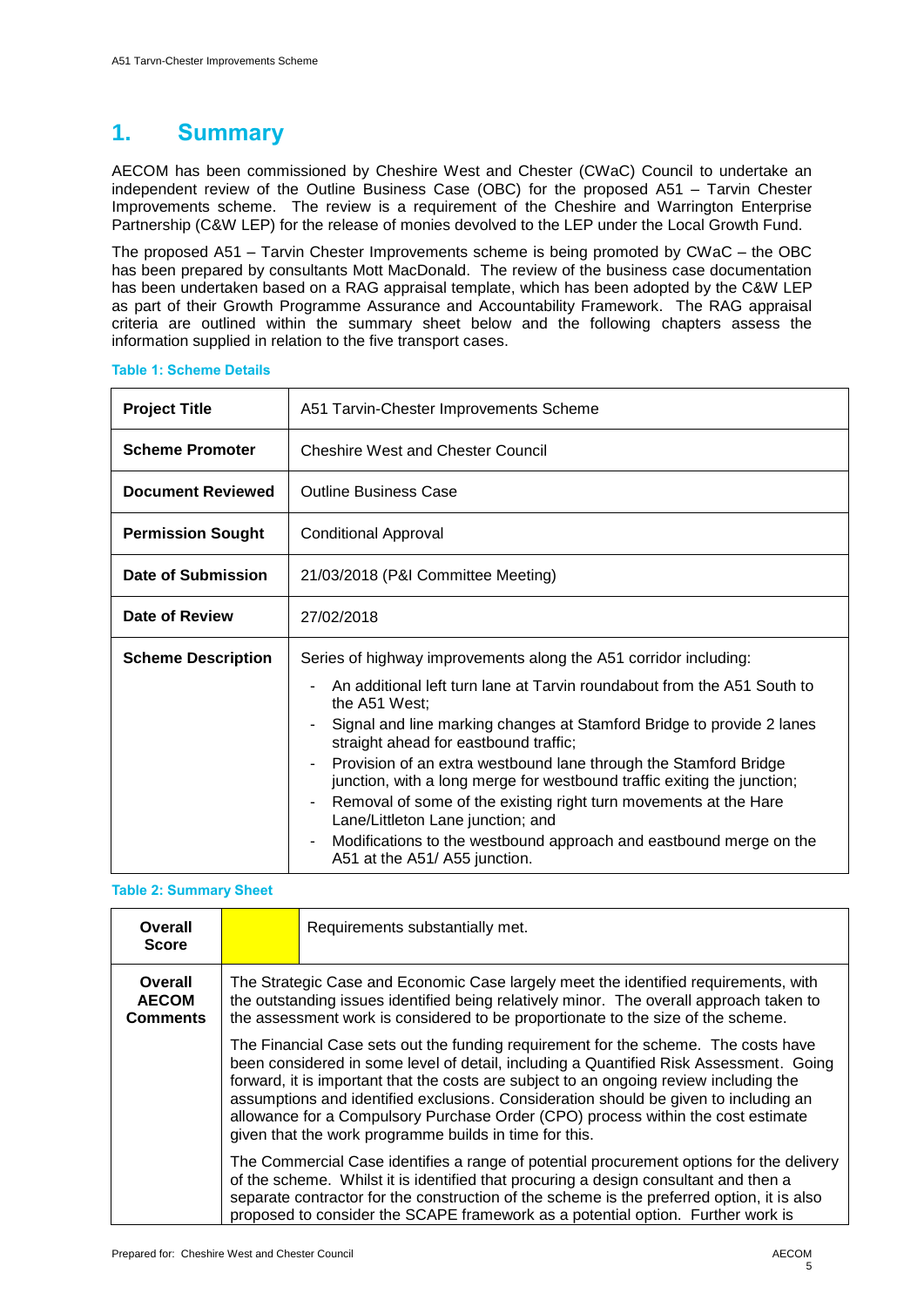# 1. Summary

AECOM has been commissioned by Cheshire West and Chester (CWaC) Council to undertake an independent review of the Outline Business Case (OBC) for the proposed A51 – Tarvin Chester Improvements scheme. The review is a requirement of the Cheshire and Warrington Enterprise Partnership (C&W LEP) for the release of monies devolved to the LEP under the Local Growth Fund.

The proposed A51 – Tarvin Chester Improvements scheme is being promoted by CWaC – the OBC has been prepared by consultants Mott MacDonald. The review of the business case documentation has been undertaken based on a RAG appraisal template, which has been adopted by the C&W LEP as part of their Growth Programme Assurance and Accountability Framework. The RAG appraisal criteria are outlined within the summary sheet below and the following chapters assess the information supplied in relation to the five transport cases.

**Table 1: Scheme Details**

| | |
|---|---|
| **Project Title** | A51 Tarvin-Chester Improvements Scheme |
| **Scheme Promoter** | Cheshire West and Chester Council |
| **Document Reviewed** | Outline Business Case |
| **Permission Sought** | Conditional Approval |
| **Date of Submission** | 21/03/2018 (P&I Committee Meeting) |
| **Date of Review** | 27/02/2018 |
| **Scheme Description** | Series of highway improvements along the A51 corridor including:<br>- An additional left turn lane at Tarvin roundabout from the A51 South to the A51 West;<br>- Signal and line marking changes at Stamford Bridge to provide 2 lanes straight ahead for eastbound traffic;<br>- Provision of an extra westbound lane through the Stamford Bridge junction, with a long merge for westbound traffic exiting the junction;<br>- Removal of some of the existing right turn movements at the Hare Lane/Littleton Lane junction; and<br>- Modifications to the westbound approach and eastbound merge on the A51 at the A51/ A55 junction. |

**Table 2: Summary Sheet**

| | | |
|---|---|---|
| **Overall Score** | (Yellow) | Requirements substantially met. |
| **Overall AECOM Comments** | The Strategic Case and Economic Case largely meet the identified requirements, with the outstanding issues identified being relatively minor. The overall approach taken to the assessment work is considered to be proportionate to the size of the scheme.<br><br>The Financial Case sets out the funding requirement for the scheme. The costs have been considered in some level of detail, including a Quantified Risk Assessment. Going forward, it is important that the costs are subject to an ongoing review including the assumptions and identified exclusions. Consideration should be given to including an allowance for a Compulsory Purchase Order (CPO) process within the cost estimate given that the work programme builds in time for this.<br><br>The Commercial Case identifies a range of potential procurement options for the delivery of the scheme. Whilst it is identified that procuring a design consultant and then a separate contractor for the construction of the scheme is the preferred option, it is also proposed to consider the SCAPE framework as a potential option. Further work is | |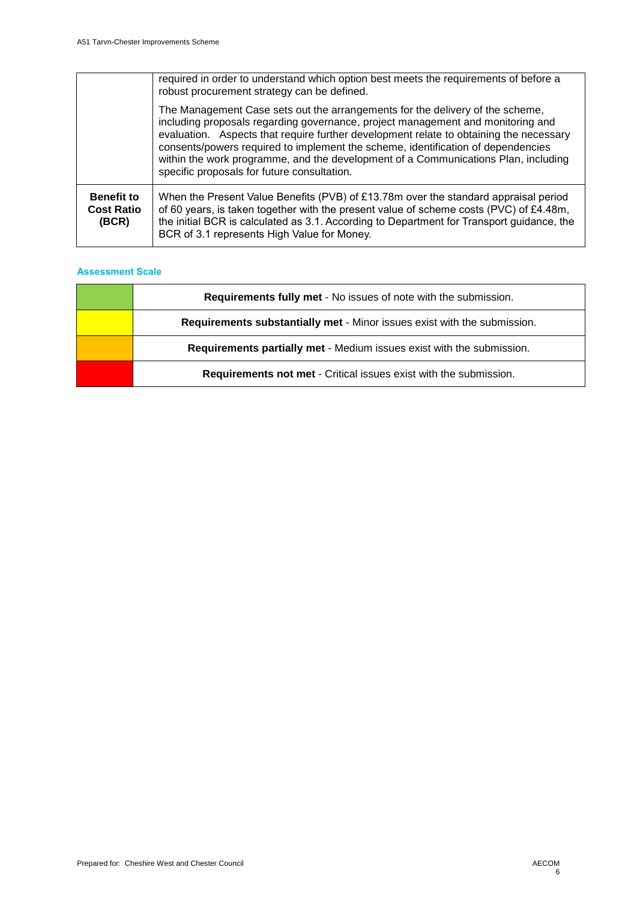| | |
|---|---|
| | required in order to understand which option best meets the requirements of before a robust procurement strategy can be defined.<br><br>The Management Case sets out the arrangements for the delivery of the scheme, including proposals regarding governance, project management and monitoring and evaluation. Aspects that require further development relate to obtaining the necessary consents/powers required to implement the scheme, identification of dependencies within the work programme, and the development of a Communications Plan, including specific proposals for future consultation. |
| **Benefit to Cost Ratio (BCR)** | When the Present Value Benefits (PVB) of £13.78m over the standard appraisal period of 60 years, is taken together with the present value of scheme costs (PVC) of £4.48m, the initial BCR is calculated as 3.1. According to Department for Transport guidance, the BCR of 3.1 represents High Value for Money. |

### Assessment Scale

| | |
|---|---|
| (Green) | **Requirements fully met** - No issues of note with the submission. |
| (Yellow) | **Requirements substantially met** - Minor issues exist with the submission. |
| (Amber) | **Requirements partially met** - Medium issues exist with the submission. |
| (Red) | **Requirements not met** - Critical issues exist with the submission. |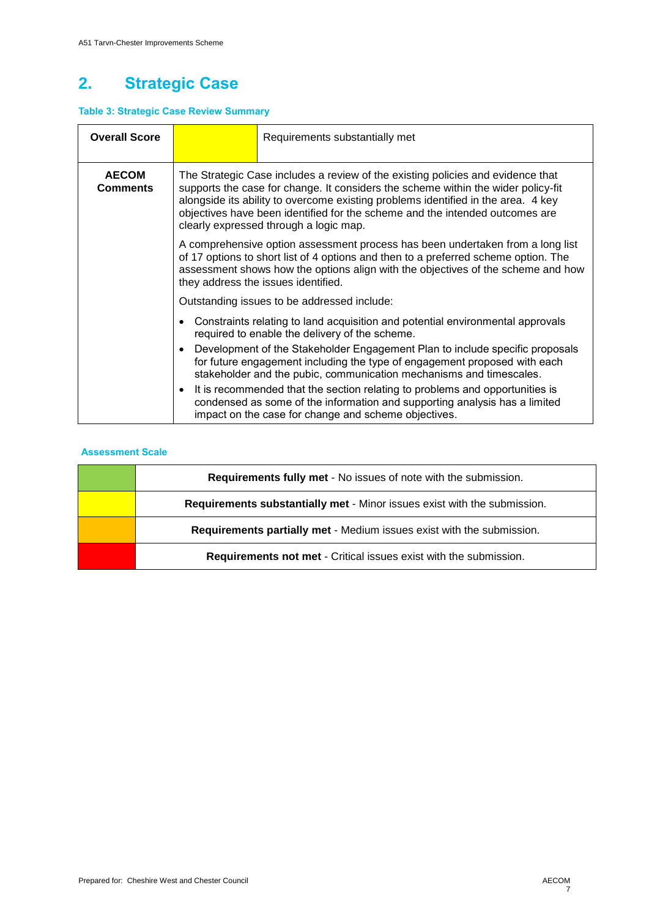# 2. Strategic Case

**Table 3: Strategic Case Review Summary**

| **Overall Score** | | Requirements substantially met |
|---|---|---|
| **AECOM Comments** | The Strategic Case includes a review of the existing policies and evidence that supports the case for change. It considers the scheme within the wider policy-fit alongside its ability to overcome existing problems identified in the area. 4 key objectives have been identified for the scheme and the intended outcomes are clearly expressed through a logic map.<br><br>A comprehensive option assessment process has been undertaken from a long list of 17 options to short list of 4 options and then to a preferred scheme option. The assessment shows how the options align with the objectives of the scheme and how they address the issues identified.<br><br>Outstanding issues to be addressed include:<br><br>• Constraints relating to land acquisition and potential environmental approvals required to enable the delivery of the scheme.<br>• Development of the Stakeholder Engagement Plan to include specific proposals for future engagement including the type of engagement proposed with each stakeholder and the pubic, communication mechanisms and timescales.<br>• It is recommended that the section relating to problems and opportunities is condensed as some of the information and supporting analysis has a limited impact on the case for change and scheme objectives. | |

**Assessment Scale**

| | |
|---|---|
| (Green) | **Requirements fully met** - No issues of note with the submission. |
| (Yellow) | **Requirements substantially met** - Minor issues exist with the submission. |
| (Amber) | **Requirements partially met** - Medium issues exist with the submission. |
| (Red) | **Requirements not met** - Critical issues exist with the submission. |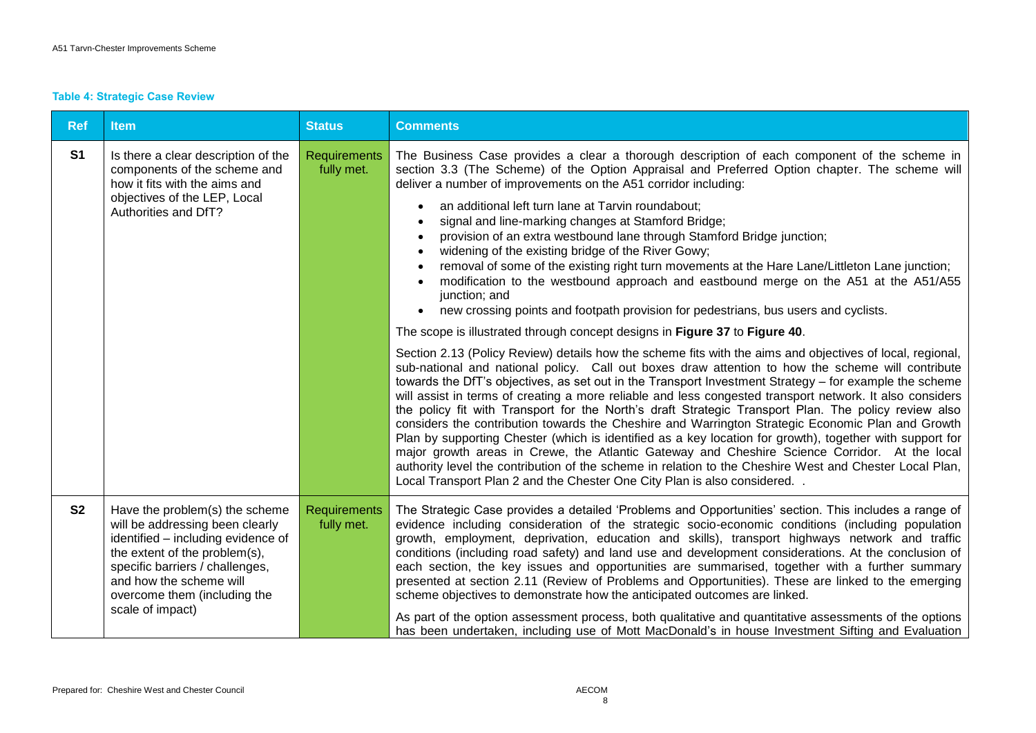**Table 4: Strategic Case Review**

| Ref | Item | Status | Comments |
|---|---|---|---|
| **S1** | Is there a clear description of the components of the scheme and how it fits with the aims and objectives of the LEP, Local Authorities and DfT? | Requirements fully met. | The Business Case provides a clear a thorough description of each component of the scheme in section 3.3 (The Scheme) of the Option Appraisal and Preferred Option chapter. The scheme will deliver a number of improvements on the A51 corridor including:<br>• an additional left turn lane at Tarvin roundabout;<br>• signal and line-marking changes at Stamford Bridge;<br>• provision of an extra westbound lane through Stamford Bridge junction;<br>• widening of the existing bridge of the River Gowy;<br>• removal of some of the existing right turn movements at the Hare Lane/Littleton Lane junction;<br>• modification to the westbound approach and eastbound merge on the A51 at the A51/A55 junction; and<br>• new crossing points and footpath provision for pedestrians, bus users and cyclists.<br>The scope is illustrated through concept designs in **Figure 37** to **Figure 40**.<br>Section 2.13 (Policy Review) details how the scheme fits with the aims and objectives of local, regional, sub-national and national policy. Call out boxes draw attention to how the scheme will contribute towards the DfT's objectives, as set out in the Transport Investment Strategy – for example the scheme will assist in terms of creating a more reliable and less congested transport network. It also considers the policy fit with Transport for the North's draft Strategic Transport Plan. The policy review also considers the contribution towards the Cheshire and Warrington Strategic Economic Plan and Growth Plan by supporting Chester (which is identified as a key location for growth), together with support for major growth areas in Crewe, the Atlantic Gateway and Cheshire Science Corridor. At the local authority level the contribution of the scheme in relation to the Cheshire West and Chester Local Plan, Local Transport Plan 2 and the Chester One City Plan is also considered. . |
| **S2** | Have the problem(s) the scheme will be addressing been clearly identified – including evidence of the extent of the problem(s), specific barriers / challenges, and how the scheme will overcome them (including the scale of impact) | Requirements fully met. | The Strategic Case provides a detailed 'Problems and Opportunities' section. This includes a range of evidence including consideration of the strategic socio-economic conditions (including population growth, employment, deprivation, education and skills), transport highways network and traffic conditions (including road safety) and land use and development considerations. At the conclusion of each section, the key issues and opportunities are summarised, together with a further summary presented at section 2.11 (Review of Problems and Opportunities). These are linked to the emerging scheme objectives to demonstrate how the anticipated outcomes are linked.<br>As part of the option assessment process, both qualitative and quantitative assessments of the options has been undertaken, including use of Mott MacDonald's in house Investment Sifting and Evaluation |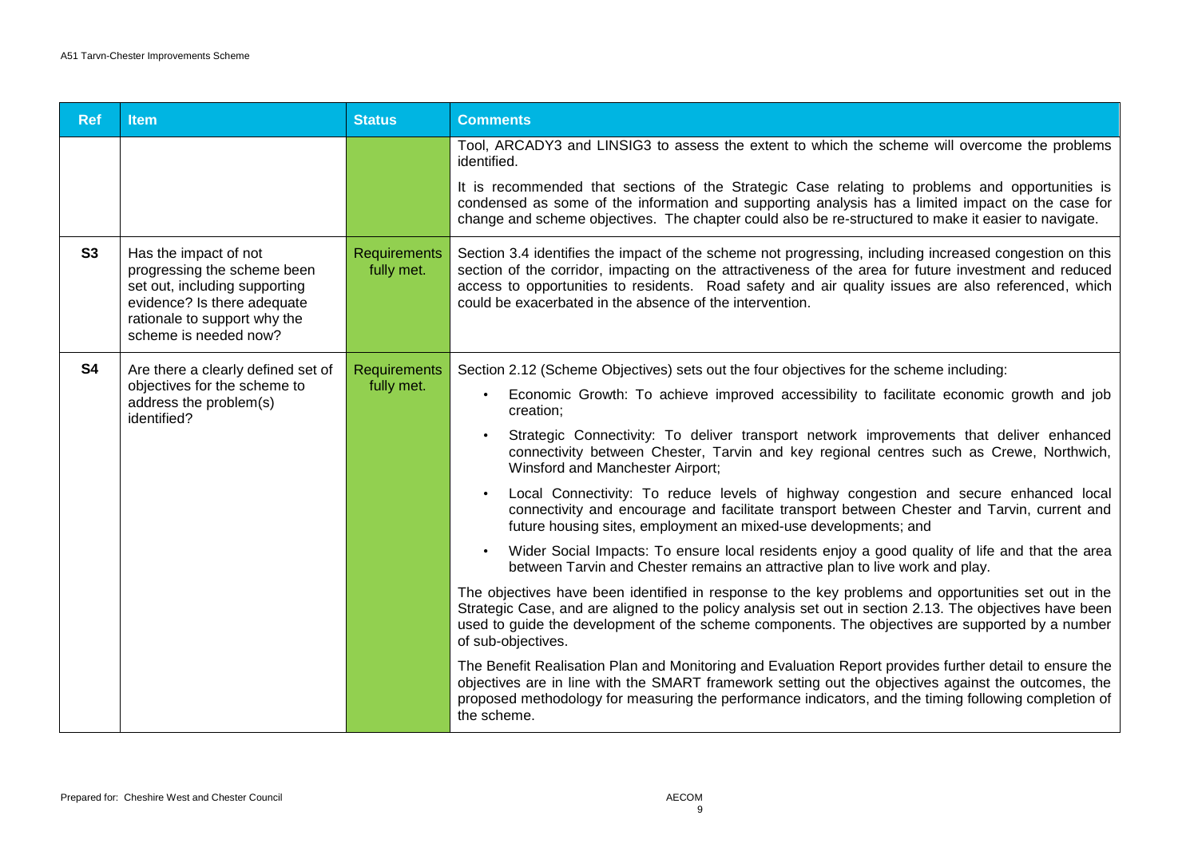| Ref | Item | Status | Comments |
|---|---|---|---|
| | | | Tool, ARCADY3 and LINSIG3 to assess the extent to which the scheme will overcome the problems identified.<br><br>It is recommended that sections of the Strategic Case relating to problems and opportunities is condensed as some of the information and supporting analysis has a limited impact on the case for change and scheme objectives. The chapter could also be re-structured to make it easier to navigate. |
| S3 | Has the impact of not progressing the scheme been set out, including supporting evidence? Is there adequate rationale to support why the scheme is needed now? | Requirements fully met. | Section 3.4 identifies the impact of the scheme not progressing, including increased congestion on this section of the corridor, impacting on the attractiveness of the area for future investment and reduced access to opportunities to residents. Road safety and air quality issues are also referenced, which could be exacerbated in the absence of the intervention. |
| S4 | Are there a clearly defined set of objectives for the scheme to address the problem(s) identified? | Requirements fully met. | Section 2.12 (Scheme Objectives) sets out the four objectives for the scheme including:<br><br>• Economic Growth: To achieve improved accessibility to facilitate economic growth and job creation;<br><br>• Strategic Connectivity: To deliver transport network improvements that deliver enhanced connectivity between Chester, Tarvin and key regional centres such as Crewe, Northwich, Winsford and Manchester Airport;<br><br>• Local Connectivity: To reduce levels of highway congestion and secure enhanced local connectivity and encourage and facilitate transport between Chester and Tarvin, current and future housing sites, employment an mixed-use developments; and<br><br>• Wider Social Impacts: To ensure local residents enjoy a good quality of life and that the area between Tarvin and Chester remains an attractive plan to live work and play.<br><br>The objectives have been identified in response to the key problems and opportunities set out in the Strategic Case, and are aligned to the policy analysis set out in section 2.13. The objectives have been used to guide the development of the scheme components. The objectives are supported by a number of sub-objectives.<br><br>The Benefit Realisation Plan and Monitoring and Evaluation Report provides further detail to ensure the objectives are in line with the SMART framework setting out the objectives against the outcomes, the proposed methodology for measuring the performance indicators, and the timing following completion of the scheme. |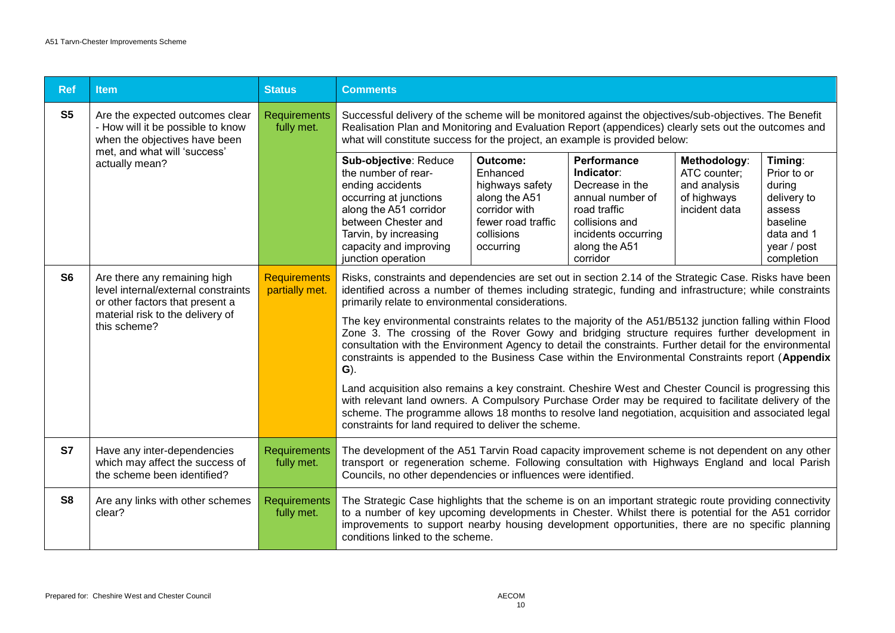| Ref | Item | Status | Comments |
|---|---|---|---|
| **S5** | Are the expected outcomes clear - How will it be possible to know when the objectives have been met, and what will 'success' actually mean? | Requirements fully met. | Successful delivery of the scheme will be monitored against the objectives/sub-objectives. The Benefit Realisation Plan and Monitoring and Evaluation Report (appendices) clearly sets out the outcomes and what will constitute success for the project, an example is provided below:<br><br>**Sub-objective**: Reduce the number of rear-ending accidents occurring at junctions along the A51 corridor between Chester and Tarvin, by increasing capacity and improving junction operation<br><br>**Outcome:** Enhanced highways safety along the A51 corridor with fewer road traffic collisions occurring<br><br>**Performance Indicator**: Decrease in the annual number of road traffic collisions and incidents occurring along the A51 corridor<br><br>**Methodology**: ATC counter; and analysis of highways incident data<br><br>**Timing**: Prior to or during delivery to assess baseline data and 1 year / post completion |
| **S6** | Are there any remaining high level internal/external constraints or other factors that present a material risk to the delivery of this scheme? | Requirements partially met. | Risks, constraints and dependencies are set out in section 2.14 of the Strategic Case. Risks have been identified across a number of themes including strategic, funding and infrastructure; while constraints primarily relate to environmental considerations.<br><br>The key environmental constraints relates to the majority of the A51/B5132 junction falling within Flood Zone 3. The crossing of the Rover Gowy and bridging structure requires further development in consultation with the Environment Agency to detail the constraints. Further detail for the environmental constraints is appended to the Business Case within the Environmental Constraints report (**Appendix G**).<br><br>Land acquisition also remains a key constraint. Cheshire West and Chester Council is progressing this with relevant land owners. A Compulsory Purchase Order may be required to facilitate delivery of the scheme. The programme allows 18 months to resolve land negotiation, acquisition and associated legal constraints for land required to deliver the scheme. |
| **S7** | Have any inter-dependencies which may affect the success of the scheme been identified? | Requirements fully met. | The development of the A51 Tarvin Road capacity improvement scheme is not dependent on any other transport or regeneration scheme. Following consultation with Highways England and local Parish Councils, no other dependencies or influences were identified. |
| **S8** | Are any links with other schemes clear? | Requirements fully met. | The Strategic Case highlights that the scheme is on an important strategic route providing connectivity to a number of key upcoming developments in Chester. Whilst there is potential for the A51 corridor improvements to support nearby housing development opportunities, there are no specific planning conditions linked to the scheme. |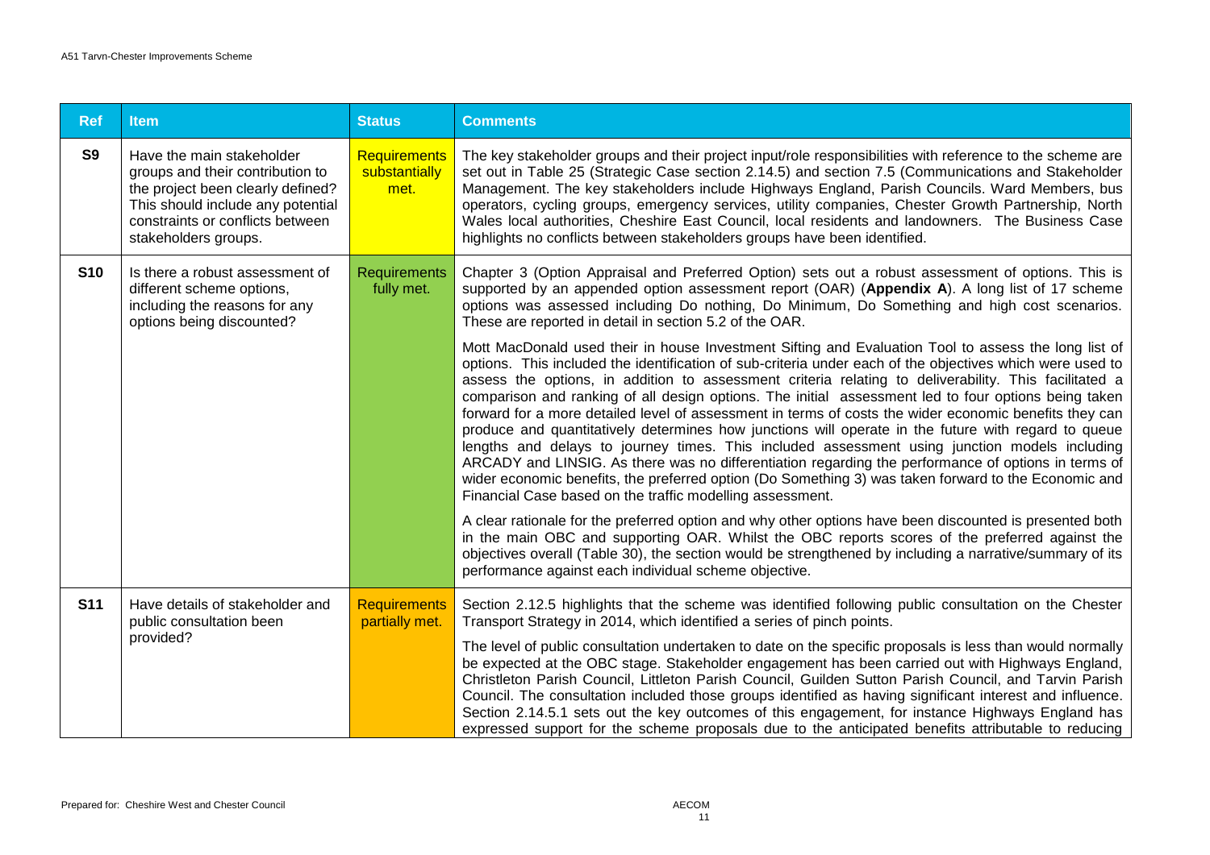| Ref | Item | Status | Comments |
|---|---|---|---|
| **S9** | Have the main stakeholder groups and their contribution to the project been clearly defined? This should include any potential constraints or conflicts between stakeholders groups. | Requirements substantially met. | The key stakeholder groups and their project input/role responsibilities with reference to the scheme are set out in Table 25 (Strategic Case section 2.14.5) and section 7.5 (Communications and Stakeholder Management. The key stakeholders include Highways England, Parish Councils. Ward Members, bus operators, cycling groups, emergency services, utility companies, Chester Growth Partnership, North Wales local authorities, Cheshire East Council, local residents and landowners. The Business Case highlights no conflicts between stakeholders groups have been identified. |
| **S10** | Is there a robust assessment of different scheme options, including the reasons for any options being discounted? | Requirements fully met. | Chapter 3 (Option Appraisal and Preferred Option) sets out a robust assessment of options. This is supported by an appended option assessment report (OAR) (**Appendix A**). A long list of 17 scheme options was assessed including Do nothing, Do Minimum, Do Something and high cost scenarios. These are reported in detail in section 5.2 of the OAR.<br><br>Mott MacDonald used their in house Investment Sifting and Evaluation Tool to assess the long list of options. This included the identification of sub-criteria under each of the objectives which were used to assess the options, in addition to assessment criteria relating to deliverability. This facilitated a comparison and ranking of all design options. The initial assessment led to four options being taken forward for a more detailed level of assessment in terms of costs the wider economic benefits they can produce and quantitatively determines how junctions will operate in the future with regard to queue lengths and delays to journey times. This included assessment using junction models including ARCADY and LINSIG. As there was no differentiation regarding the performance of options in terms of wider economic benefits, the preferred option (Do Something 3) was taken forward to the Economic and Financial Case based on the traffic modelling assessment.<br><br>A clear rationale for the preferred option and why other options have been discounted is presented both in the main OBC and supporting OAR. Whilst the OBC reports scores of the preferred against the objectives overall (Table 30), the section would be strengthened by including a narrative/summary of its performance against each individual scheme objective. |
| **S11** | Have details of stakeholder and public consultation been provided? | Requirements partially met. | Section 2.12.5 highlights that the scheme was identified following public consultation on the Chester Transport Strategy in 2014, which identified a series of pinch points.<br><br>The level of public consultation undertaken to date on the specific proposals is less than would normally be expected at the OBC stage. Stakeholder engagement has been carried out with Highways England, Christleton Parish Council, Littleton Parish Council, Guilden Sutton Parish Council, and Tarvin Parish Council. The consultation included those groups identified as having significant interest and influence. Section 2.14.5.1 sets out the key outcomes of this engagement, for instance Highways England has expressed support for the scheme proposals due to the anticipated benefits attributable to reducing |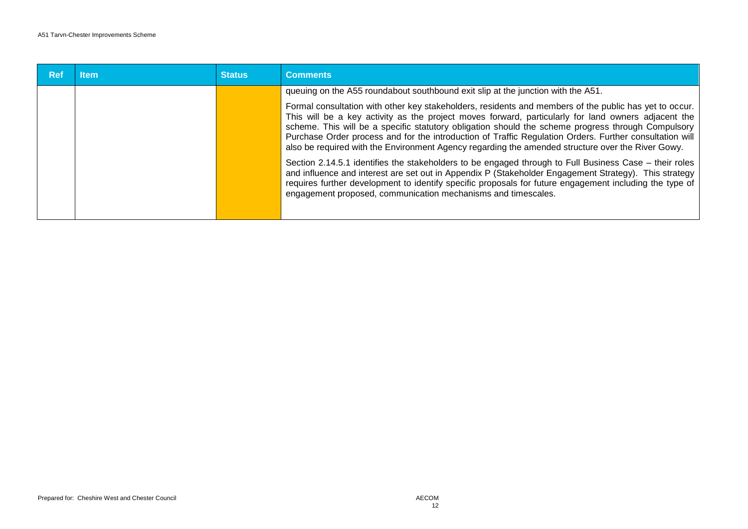| Ref | Item | Status | Comments |
| --- | --- | --- | --- |
| | | | queuing on the A55 roundabout southbound exit slip at the junction with the A51.<br><br>Formal consultation with other key stakeholders, residents and members of the public has yet to occur. This will be a key activity as the project moves forward, particularly for land owners adjacent the scheme. This will be a specific statutory obligation should the scheme progress through Compulsory Purchase Order process and for the introduction of Traffic Regulation Orders. Further consultation will also be required with the Environment Agency regarding the amended structure over the River Gowy.<br><br>Section 2.14.5.1 identifies the stakeholders to be engaged through to Full Business Case – their roles and influence and interest are set out in Appendix P (Stakeholder Engagement Strategy). This strategy requires further development to identify specific proposals for future engagement including the type of engagement proposed, communication mechanisms and timescales. |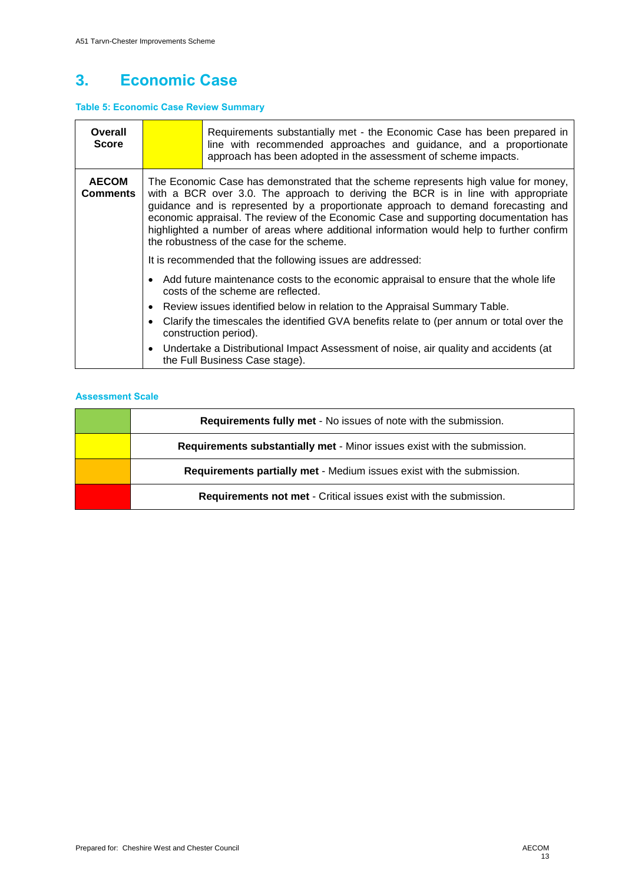# 3. Economic Case

**Table 5: Economic Case Review Summary**

| **Overall Score** | | Requirements substantially met - the Economic Case has been prepared in line with recommended approaches and guidance, and a proportionate approach has been adopted in the assessment of scheme impacts. |
|---|---|---|
| **AECOM Comments** | The Economic Case has demonstrated that the scheme represents high value for money, with a BCR over 3.0. The approach to deriving the BCR is in line with appropriate guidance and is represented by a proportionate approach to demand forecasting and economic appraisal. The review of the Economic Case and supporting documentation has highlighted a number of areas where additional information would help to further confirm the robustness of the case for the scheme.<br><br>It is recommended that the following issues are addressed:<br><br>• Add future maintenance costs to the economic appraisal to ensure that the whole life costs of the scheme are reflected.<br>• Review issues identified below in relation to the Appraisal Summary Table.<br>• Clarify the timescales the identified GVA benefits relate to (per annum or total over the construction period).<br>• Undertake a Distributional Impact Assessment of noise, air quality and accidents (at the Full Business Case stage). | |

**Assessment Scale**

| | |
|---|---|
| (Green) | **Requirements fully met** - No issues of note with the submission. |
| (Yellow) | **Requirements substantially met** - Minor issues exist with the submission. |
| (Amber) | **Requirements partially met** - Medium issues exist with the submission. |
| (Red) | **Requirements not met** - Critical issues exist with the submission. |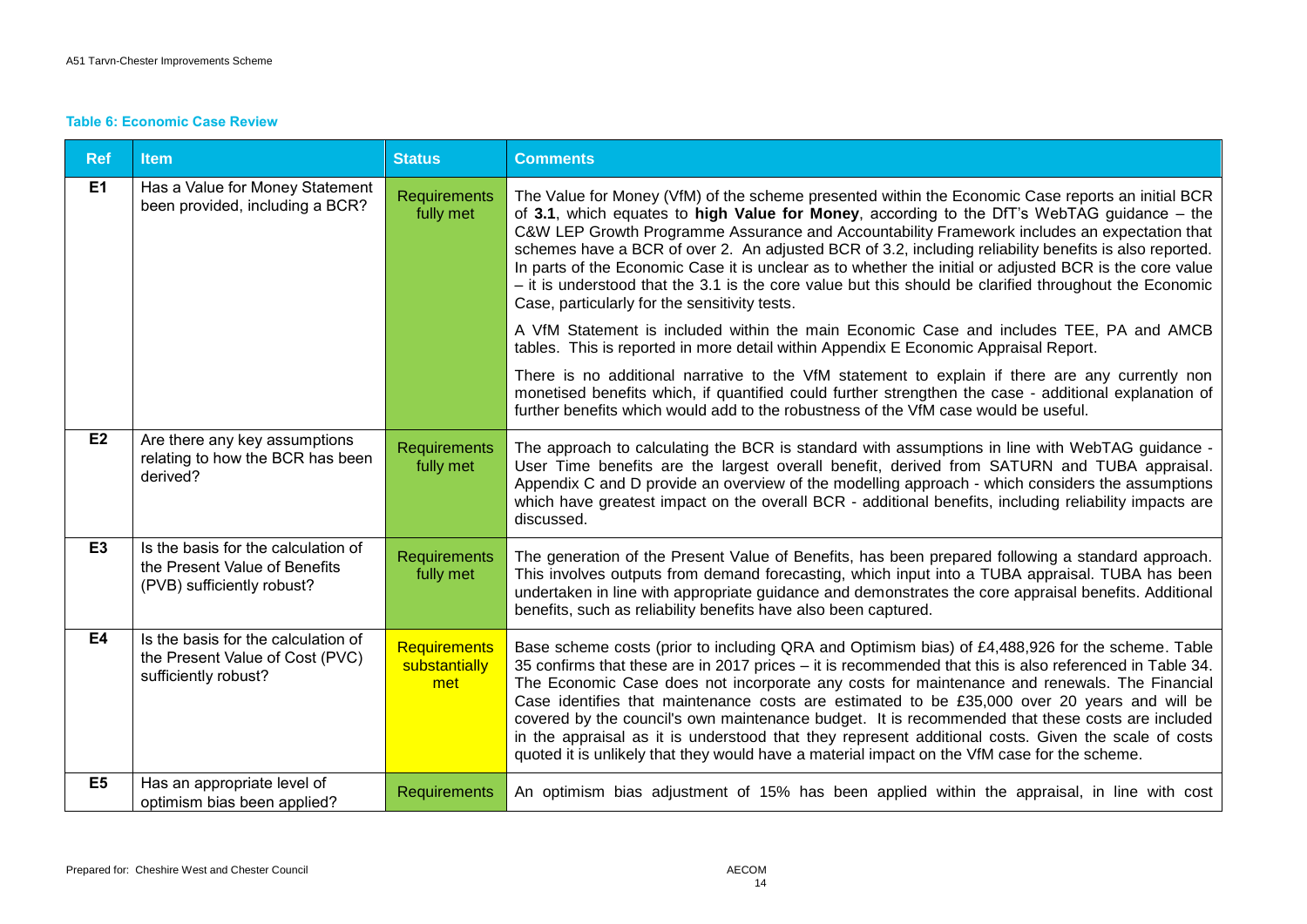**Table 6: Economic Case Review**

| Ref | Item | Status | Comments |
|---|---|---|---|
| **E1** | Has a Value for Money Statement been provided, including a BCR? | Requirements fully met | The Value for Money (VfM) of the scheme presented within the Economic Case reports an initial BCR of **3.1**, which equates to **high Value for Money**, according to the DfT's WebTAG guidance – the C&W LEP Growth Programme Assurance and Accountability Framework includes an expectation that schemes have a BCR of over 2. An adjusted BCR of 3.2, including reliability benefits is also reported. In parts of the Economic Case it is unclear as to whether the initial or adjusted BCR is the core value – it is understood that the 3.1 is the core value but this should be clarified throughout the Economic Case, particularly for the sensitivity tests.<br><br>A VfM Statement is included within the main Economic Case and includes TEE, PA and AMCB tables. This is reported in more detail within Appendix E Economic Appraisal Report.<br><br>There is no additional narrative to the VfM statement to explain if there are any currently non monetised benefits which, if quantified could further strengthen the case - additional explanation of further benefits which would add to the robustness of the VfM case would be useful. |
| **E2** | Are there any key assumptions relating to how the BCR has been derived? | Requirements fully met | The approach to calculating the BCR is standard with assumptions in line with WebTAG guidance - User Time benefits are the largest overall benefit, derived from SATURN and TUBA appraisal. Appendix C and D provide an overview of the modelling approach - which considers the assumptions which have greatest impact on the overall BCR - additional benefits, including reliability impacts are discussed. |
| **E3** | Is the basis for the calculation of the Present Value of Benefits (PVB) sufficiently robust? | Requirements fully met | The generation of the Present Value of Benefits, has been prepared following a standard approach. This involves outputs from demand forecasting, which input into a TUBA appraisal. TUBA has been undertaken in line with appropriate guidance and demonstrates the core appraisal benefits. Additional benefits, such as reliability benefits have also been captured. |
| **E4** | Is the basis for the calculation of the Present Value of Cost (PVC) sufficiently robust? | Requirements substantially met | Base scheme costs (prior to including QRA and Optimism bias) of £4,488,926 for the scheme. Table 35 confirms that these are in 2017 prices – it is recommended that this is also referenced in Table 34. The Economic Case does not incorporate any costs for maintenance and renewals. The Financial Case identifies that maintenance costs are estimated to be £35,000 over 20 years and will be covered by the council's own maintenance budget. It is recommended that these costs are included in the appraisal as it is understood that they represent additional costs. Given the scale of costs quoted it is unlikely that they would have a material impact on the VfM case for the scheme. |
| **E5** | Has an appropriate level of optimism bias been applied? | Requirements | An optimism bias adjustment of 15% has been applied within the appraisal, in line with cost |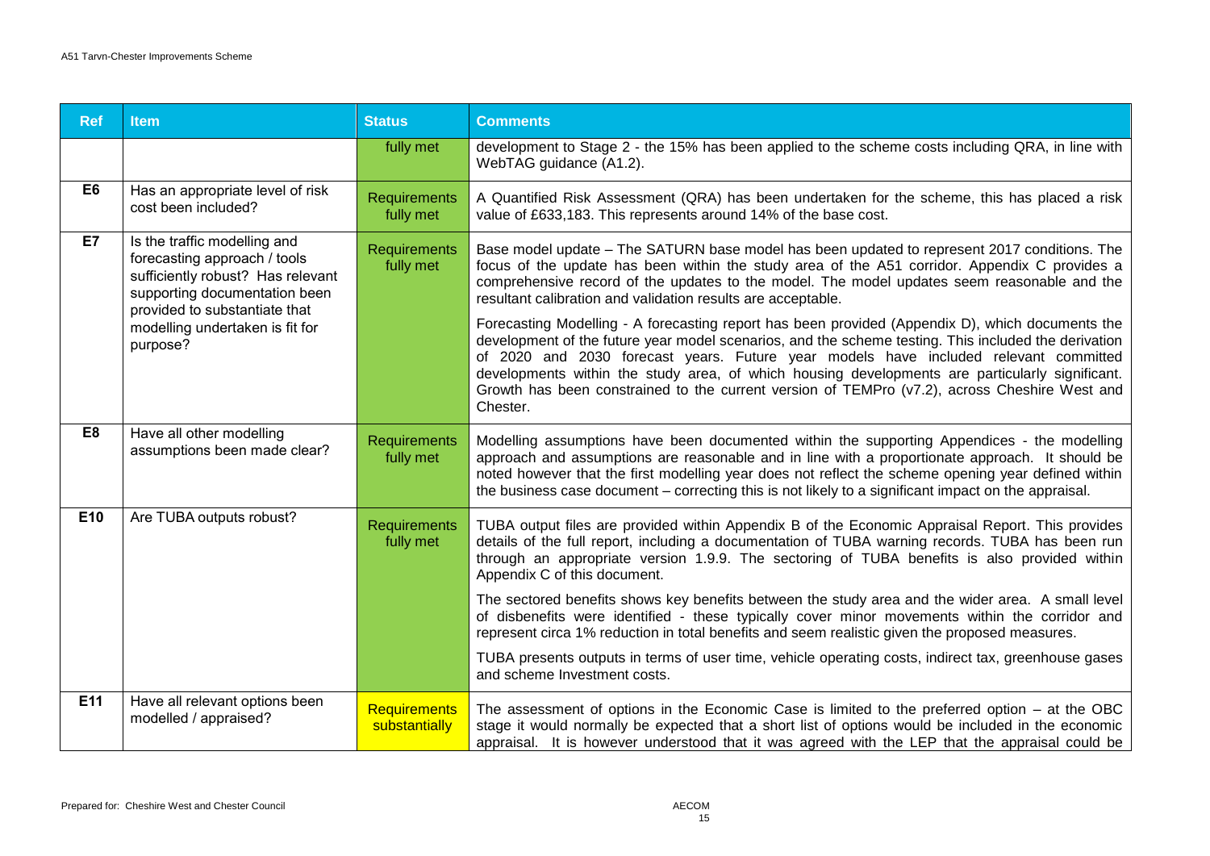| Ref | Item | Status | Comments |
|---|---|---|---|
| | | fully met | development to Stage 2 - the 15% has been applied to the scheme costs including QRA, in line with WebTAG guidance (A1.2). |
| **E6** | Has an appropriate level of risk cost been included? | Requirements fully met | A Quantified Risk Assessment (QRA) has been undertaken for the scheme, this has placed a risk value of £633,183. This represents around 14% of the base cost. |
| **E7** | Is the traffic modelling and forecasting approach / tools sufficiently robust? Has relevant supporting documentation been provided to substantiate that modelling undertaken is fit for purpose? | Requirements fully met | Base model update – The SATURN base model has been updated to represent 2017 conditions. The focus of the update has been within the study area of the A51 corridor. Appendix C provides a comprehensive record of the updates to the model. The model updates seem reasonable and the resultant calibration and validation results are acceptable.<br><br>Forecasting Modelling - A forecasting report has been provided (Appendix D), which documents the development of the future year model scenarios, and the scheme testing. This included the derivation of 2020 and 2030 forecast years. Future year models have included relevant committed developments within the study area, of which housing developments are particularly significant. Growth has been constrained to the current version of TEMPro (v7.2), across Cheshire West and Chester. |
| **E8** | Have all other modelling assumptions been made clear? | Requirements fully met | Modelling assumptions have been documented within the supporting Appendices - the modelling approach and assumptions are reasonable and in line with a proportionate approach. It should be noted however that the first modelling year does not reflect the scheme opening year defined within the business case document – correcting this is not likely to a significant impact on the appraisal. |
| **E10** | Are TUBA outputs robust? | Requirements fully met | TUBA output files are provided within Appendix B of the Economic Appraisal Report. This provides details of the full report, including a documentation of TUBA warning records. TUBA has been run through an appropriate version 1.9.9. The sectoring of TUBA benefits is also provided within Appendix C of this document.<br><br>The sectored benefits shows key benefits between the study area and the wider area. A small level of disbenefits were identified - these typically cover minor movements within the corridor and represent circa 1% reduction in total benefits and seem realistic given the proposed measures.<br><br>TUBA presents outputs in terms of user time, vehicle operating costs, indirect tax, greenhouse gases and scheme Investment costs. |
| **E11** | Have all relevant options been modelled / appraised? | Requirements substantially | The assessment of options in the Economic Case is limited to the preferred option – at the OBC stage it would normally be expected that a short list of options would be included in the economic appraisal. It is however understood that it was agreed with the LEP that the appraisal could be |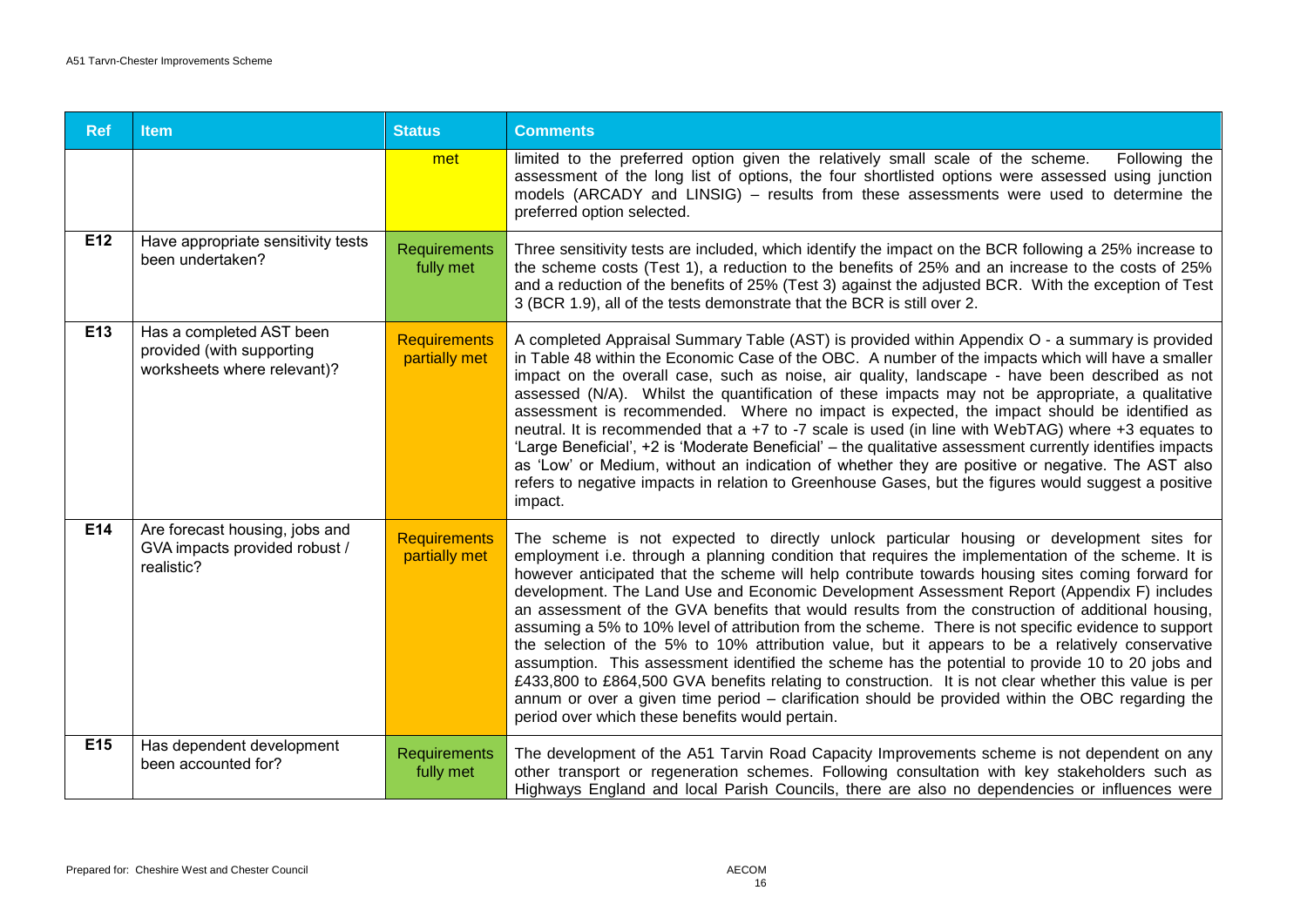| Ref | Item | Status | Comments |
|---|---|---|---|
| | | met | limited to the preferred option given the relatively small scale of the scheme. Following the assessment of the long list of options, the four shortlisted options were assessed using junction models (ARCADY and LINSIG) – results from these assessments were used to determine the preferred option selected. |
| E12 | Have appropriate sensitivity tests been undertaken? | Requirements fully met | Three sensitivity tests are included, which identify the impact on the BCR following a 25% increase to the scheme costs (Test 1), a reduction to the benefits of 25% and an increase to the costs of 25% and a reduction of the benefits of 25% (Test 3) against the adjusted BCR. With the exception of Test 3 (BCR 1.9), all of the tests demonstrate that the BCR is still over 2. |
| E13 | Has a completed AST been provided (with supporting worksheets where relevant)? | Requirements partially met | A completed Appraisal Summary Table (AST) is provided within Appendix O - a summary is provided in Table 48 within the Economic Case of the OBC. A number of the impacts which will have a smaller impact on the overall case, such as noise, air quality, landscape - have been described as not assessed (N/A). Whilst the quantification of these impacts may not be appropriate, a qualitative assessment is recommended. Where no impact is expected, the impact should be identified as neutral. It is recommended that a +7 to -7 scale is used (in line with WebTAG) where +3 equates to 'Large Beneficial', +2 is 'Moderate Beneficial' – the qualitative assessment currently identifies impacts as 'Low' or Medium, without an indication of whether they are positive or negative. The AST also refers to negative impacts in relation to Greenhouse Gases, but the figures would suggest a positive impact. |
| E14 | Are forecast housing, jobs and GVA impacts provided robust / realistic? | Requirements partially met | The scheme is not expected to directly unlock particular housing or development sites for employment i.e. through a planning condition that requires the implementation of the scheme. It is however anticipated that the scheme will help contribute towards housing sites coming forward for development. The Land Use and Economic Development Assessment Report (Appendix F) includes an assessment of the GVA benefits that would results from the construction of additional housing, assuming a 5% to 10% level of attribution from the scheme. There is not specific evidence to support the selection of the 5% to 10% attribution value, but it appears to be a relatively conservative assumption. This assessment identified the scheme has the potential to provide 10 to 20 jobs and £433,800 to £864,500 GVA benefits relating to construction. It is not clear whether this value is per annum or over a given time period – clarification should be provided within the OBC regarding the period over which these benefits would pertain. |
| E15 | Has dependent development been accounted for? | Requirements fully met | The development of the A51 Tarvin Road Capacity Improvements scheme is not dependent on any other transport or regeneration schemes. Following consultation with key stakeholders such as Highways England and local Parish Councils, there are also no dependencies or influences were |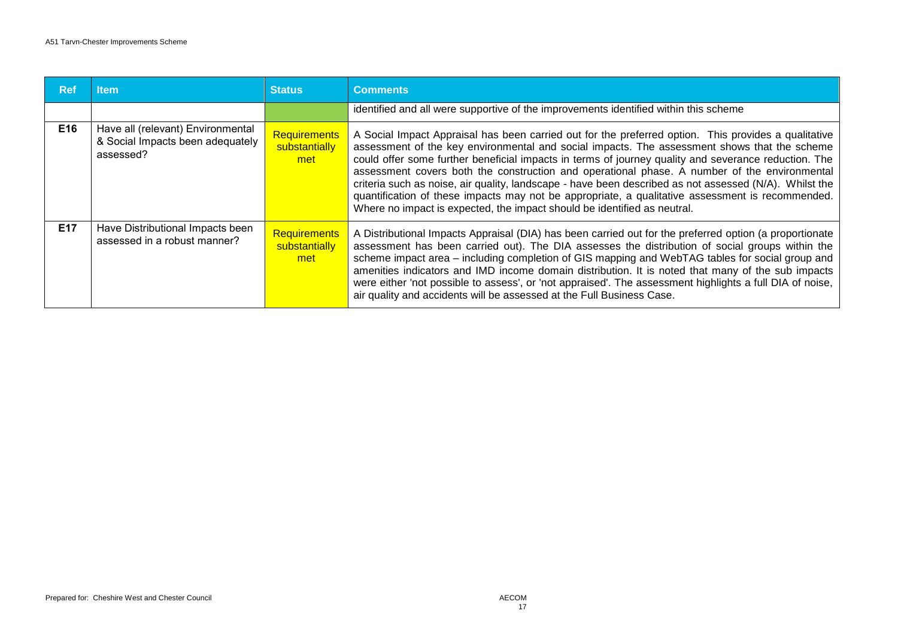| Ref | Item | Status | Comments |
|---|---|---|---|
| | | | identified and all were supportive of the improvements identified within this scheme |
| E16 | Have all (relevant) Environmental & Social Impacts been adequately assessed? | Requirements substantially met | A Social Impact Appraisal has been carried out for the preferred option. This provides a qualitative assessment of the key environmental and social impacts. The assessment shows that the scheme could offer some further beneficial impacts in terms of journey quality and severance reduction. The assessment covers both the construction and operational phase. A number of the environmental criteria such as noise, air quality, landscape - have been described as not assessed (N/A). Whilst the quantification of these impacts may not be appropriate, a qualitative assessment is recommended. Where no impact is expected, the impact should be identified as neutral. |
| E17 | Have Distributional Impacts been assessed in a robust manner? | Requirements substantially met | A Distributional Impacts Appraisal (DIA) has been carried out for the preferred option (a proportionate assessment has been carried out). The DIA assesses the distribution of social groups within the scheme impact area – including completion of GIS mapping and WebTAG tables for social group and amenities indicators and IMD income domain distribution. It is noted that many of the sub impacts were either 'not possible to assess', or 'not appraised'. The assessment highlights a full DIA of noise, air quality and accidents will be assessed at the Full Business Case. |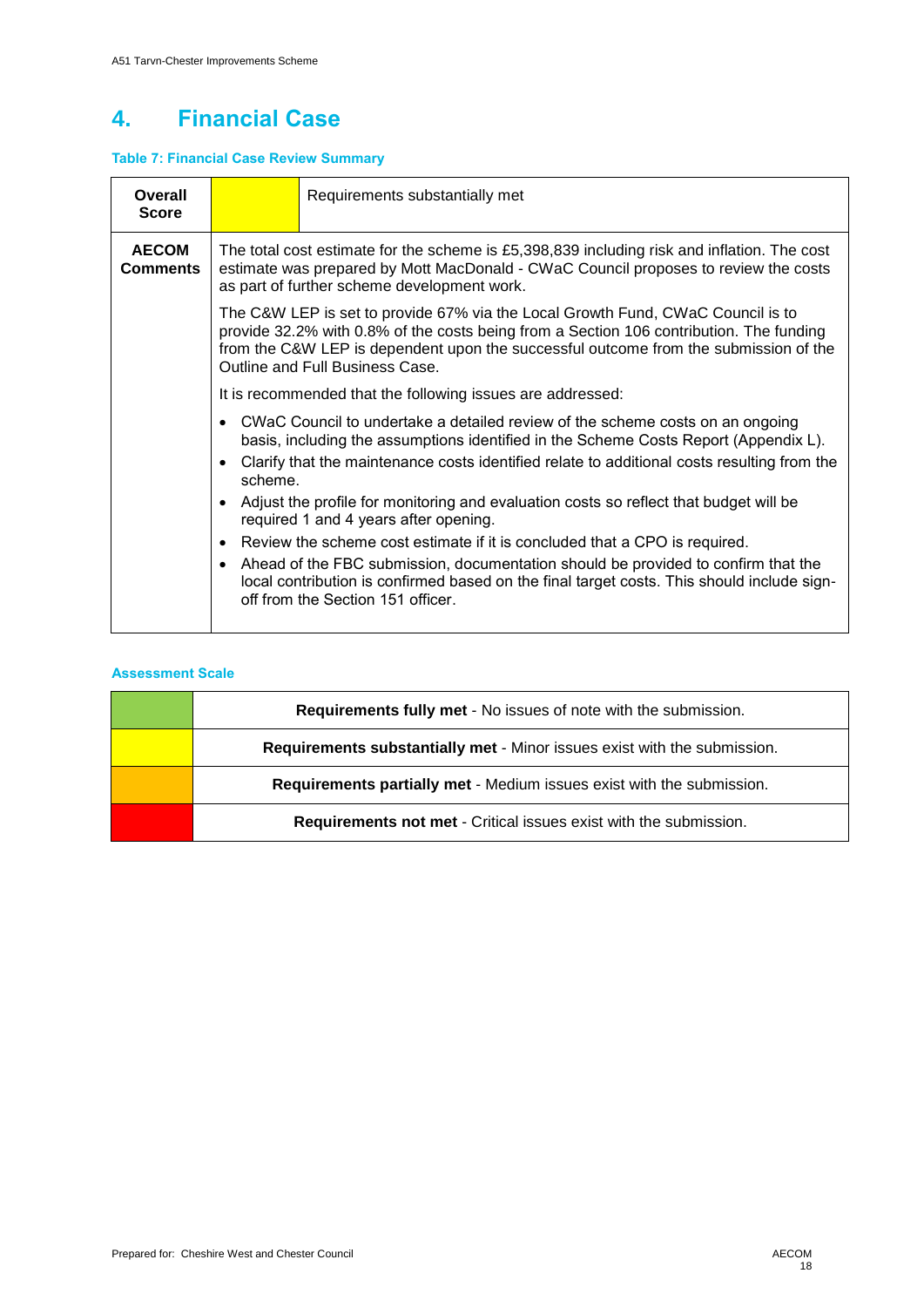# 4. Financial Case

**Table 7: Financial Case Review Summary**

| | | |
|---|---|---|
| **Overall Score** | | Requirements substantially met |
| **AECOM Comments** | The total cost estimate for the scheme is £5,398,839 including risk and inflation. The cost estimate was prepared by Mott MacDonald - CWaC Council proposes to review the costs as part of further scheme development work.<br><br>The C&W LEP is set to provide 67% via the Local Growth Fund, CWaC Council is to provide 32.2% with 0.8% of the costs being from a Section 106 contribution. The funding from the C&W LEP is dependent upon the successful outcome from the submission of the Outline and Full Business Case.<br><br>It is recommended that the following issues are addressed:<br><br>• CWaC Council to undertake a detailed review of the scheme costs on an ongoing basis, including the assumptions identified in the Scheme Costs Report (Appendix L).<br>• Clarify that the maintenance costs identified relate to additional costs resulting from the scheme.<br>• Adjust the profile for monitoring and evaluation costs so reflect that budget will be required 1 and 4 years after opening.<br>• Review the scheme cost estimate if it is concluded that a CPO is required.<br>• Ahead of the FBC submission, documentation should be provided to confirm that the local contribution is confirmed based on the final target costs. This should include sign-off from the Section 151 officer. | |

**Assessment Scale**

| | |
|---|---|
| (Green) | **Requirements fully met** - No issues of note with the submission. |
| (Yellow) | **Requirements substantially met** - Minor issues exist with the submission. |
| (Amber) | **Requirements partially met** - Medium issues exist with the submission. |
| (Red) | **Requirements not met** - Critical issues exist with the submission. |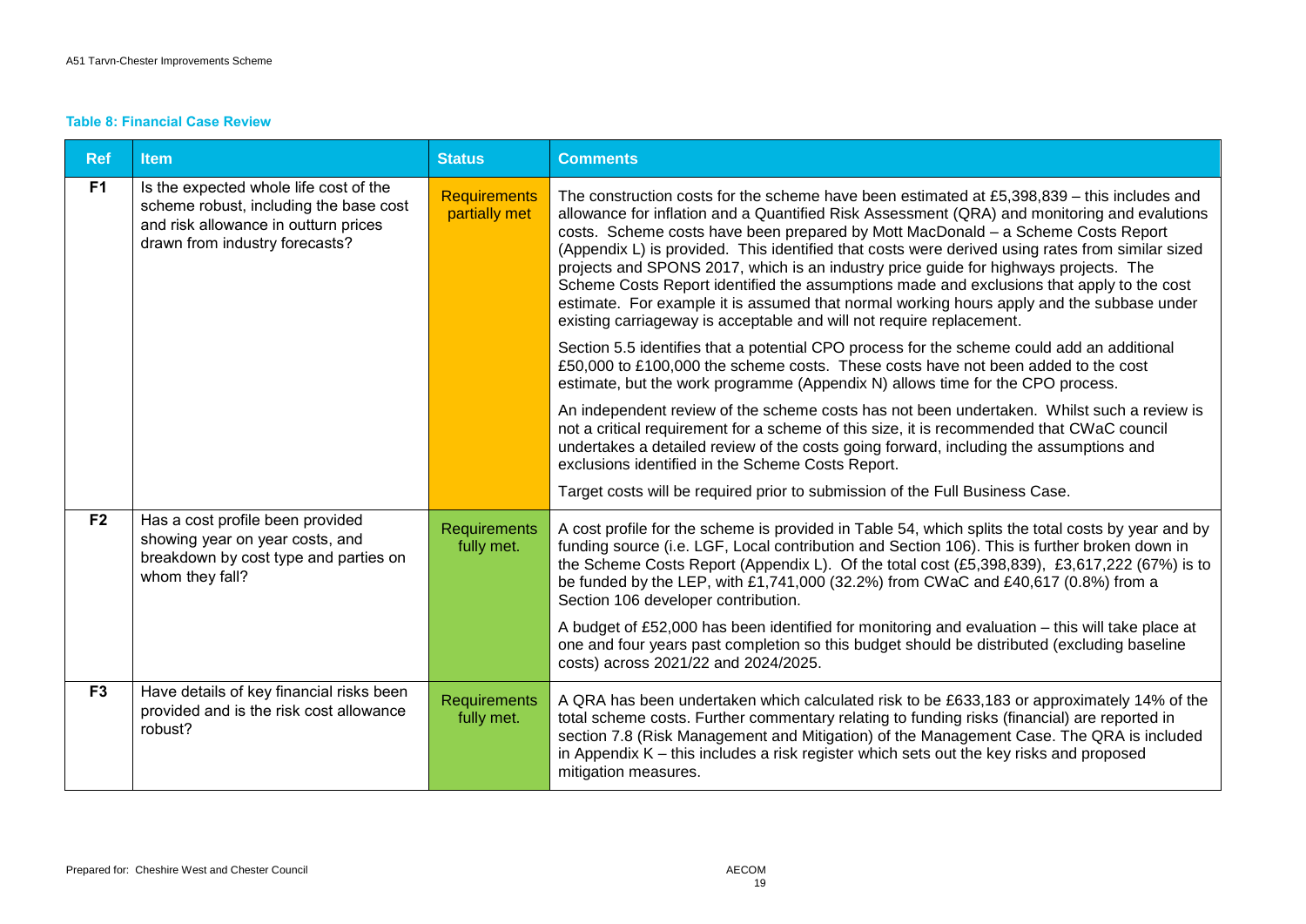**Table 8: Financial Case Review**

| Ref | Item | Status | Comments |
|---|---|---|---|
| F1 | Is the expected whole life cost of the scheme robust, including the base cost and risk allowance in outturn prices drawn from industry forecasts? | Requirements partially met | The construction costs for the scheme have been estimated at £5,398,839 – this includes and allowance for inflation and a Quantified Risk Assessment (QRA) and monitoring and evalutions costs. Scheme costs have been prepared by Mott MacDonald – a Scheme Costs Report (Appendix L) is provided. This identified that costs were derived using rates from similar sized projects and SPONS 2017, which is an industry price guide for highways projects. The Scheme Costs Report identified the assumptions made and exclusions that apply to the cost estimate. For example it is assumed that normal working hours apply and the subbase under existing carriageway is acceptable and will not require replacement.<br><br>Section 5.5 identifies that a potential CPO process for the scheme could add an additional £50,000 to £100,000 the scheme costs. These costs have not been added to the cost estimate, but the work programme (Appendix N) allows time for the CPO process.<br><br>An independent review of the scheme costs has not been undertaken. Whilst such a review is not a critical requirement for a scheme of this size, it is recommended that CWaC council undertakes a detailed review of the costs going forward, including the assumptions and exclusions identified in the Scheme Costs Report.<br><br>Target costs will be required prior to submission of the Full Business Case. |
| F2 | Has a cost profile been provided showing year on year costs, and breakdown by cost type and parties on whom they fall? | Requirements fully met. | A cost profile for the scheme is provided in Table 54, which splits the total costs by year and by funding source (i.e. LGF, Local contribution and Section 106). This is further broken down in the Scheme Costs Report (Appendix L). Of the total cost (£5,398,839), £3,617,222 (67%) is to be funded by the LEP, with £1,741,000 (32.2%) from CWaC and £40,617 (0.8%) from a Section 106 developer contribution.<br><br>A budget of £52,000 has been identified for monitoring and evaluation – this will take place at one and four years past completion so this budget should be distributed (excluding baseline costs) across 2021/22 and 2024/2025. |
| F3 | Have details of key financial risks been provided and is the risk cost allowance robust? | Requirements fully met. | A QRA has been undertaken which calculated risk to be £633,183 or approximately 14% of the total scheme costs. Further commentary relating to funding risks (financial) are reported in section 7.8 (Risk Management and Mitigation) of the Management Case. The QRA is included in Appendix K – this includes a risk register which sets out the key risks and proposed mitigation measures. |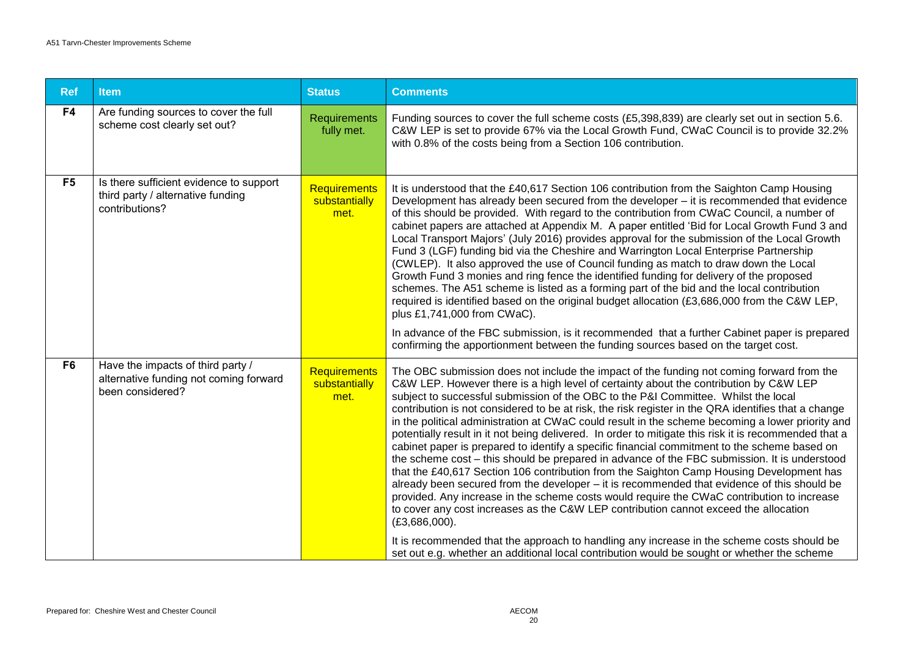| Ref | Item | Status | Comments |
|---|---|---|---|
| F4 | Are funding sources to cover the full scheme cost clearly set out? | Requirements fully met. | Funding sources to cover the full scheme costs (£5,398,839) are clearly set out in section 5.6. C&W LEP is set to provide 67% via the Local Growth Fund, CWaC Council is to provide 32.2% with 0.8% of the costs being from a Section 106 contribution. |
| F5 | Is there sufficient evidence to support third party / alternative funding contributions? | Requirements substantially met. | It is understood that the £40,617 Section 106 contribution from the Saighton Camp Housing Development has already been secured from the developer – it is recommended that evidence of this should be provided. With regard to the contribution from CWaC Council, a number of cabinet papers are attached at Appendix M. A paper entitled 'Bid for Local Growth Fund 3 and Local Transport Majors' (July 2016) provides approval for the submission of the Local Growth Fund 3 (LGF) funding bid via the Cheshire and Warrington Local Enterprise Partnership (CWLEP). It also approved the use of Council funding as match to draw down the Local Growth Fund 3 monies and ring fence the identified funding for delivery of the proposed schemes. The A51 scheme is listed as a forming part of the bid and the local contribution required is identified based on the original budget allocation (£3,686,000 from the C&W LEP, plus £1,741,000 from CWaC).<br><br>In advance of the FBC submission, is it recommended that a further Cabinet paper is prepared confirming the apportionment between the funding sources based on the target cost. |
| F6 | Have the impacts of third party / alternative funding not coming forward been considered? | Requirements substantially met. | The OBC submission does not include the impact of the funding not coming forward from the C&W LEP. However there is a high level of certainty about the contribution by C&W LEP subject to successful submission of the OBC to the P&I Committee. Whilst the local contribution is not considered to be at risk, the risk register in the QRA identifies that a change in the political administration at CWaC could result in the scheme becoming a lower priority and potentially result in it not being delivered. In order to mitigate this risk it is recommended that a cabinet paper is prepared to identify a specific financial commitment to the scheme based on the scheme cost – this should be prepared in advance of the FBC submission. It is understood that the £40,617 Section 106 contribution from the Saighton Camp Housing Development has already been secured from the developer – it is recommended that evidence of this should be provided. Any increase in the scheme costs would require the CWaC contribution to increase to cover any cost increases as the C&W LEP contribution cannot exceed the allocation (£3,686,000).<br><br>It is recommended that the approach to handling any increase in the scheme costs should be set out e.g. whether an additional local contribution would be sought or whether the scheme |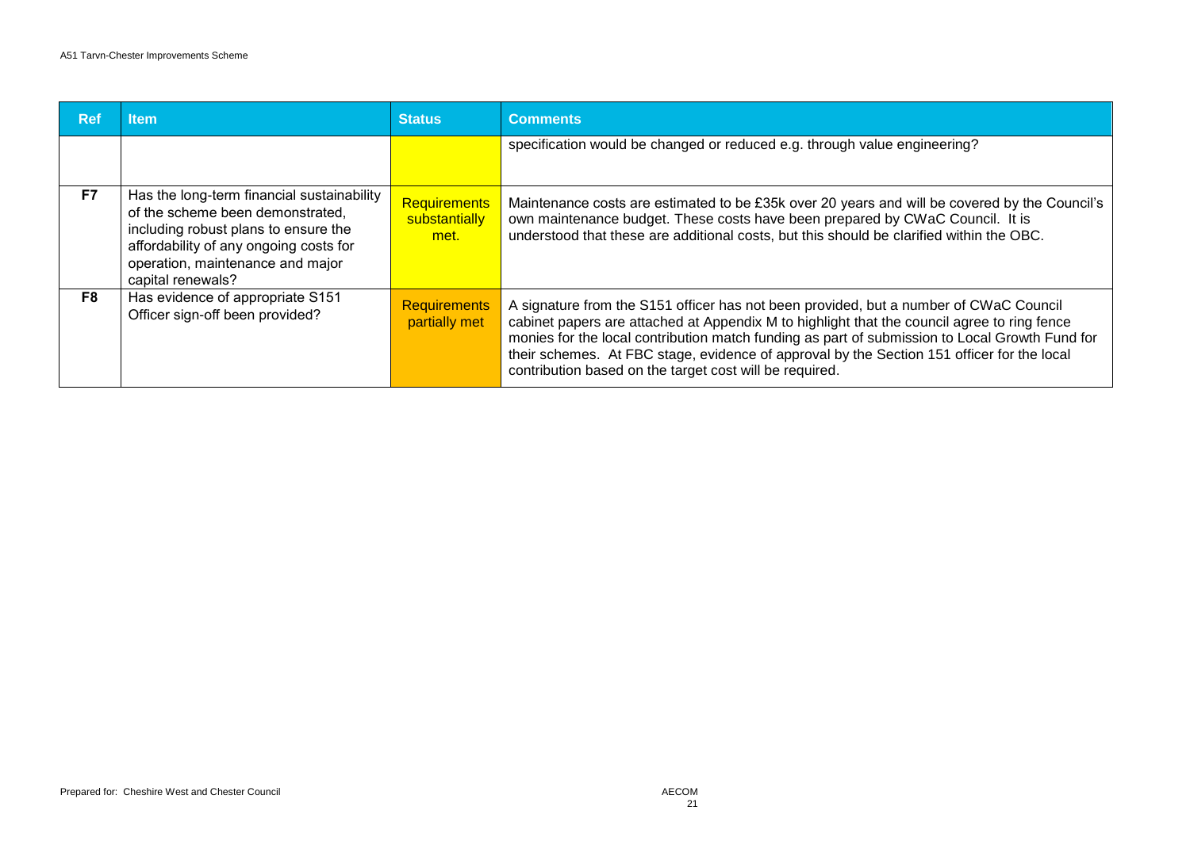| Ref | Item | Status | Comments |
|---|---|---|---|
| | | | specification would be changed or reduced e.g. through value engineering? |
| F7 | Has the long-term financial sustainability of the scheme been demonstrated, including robust plans to ensure the affordability of any ongoing costs for operation, maintenance and major capital renewals? | Requirements substantially met. | Maintenance costs are estimated to be £35k over 20 years and will be covered by the Council's own maintenance budget. These costs have been prepared by CWaC Council. It is understood that these are additional costs, but this should be clarified within the OBC. |
| F8 | Has evidence of appropriate S151 Officer sign-off been provided? | Requirements partially met | A signature from the S151 officer has not been provided, but a number of CWaC Council cabinet papers are attached at Appendix M to highlight that the council agree to ring fence monies for the local contribution match funding as part of submission to Local Growth Fund for their schemes. At FBC stage, evidence of approval by the Section 151 officer for the local contribution based on the target cost will be required. |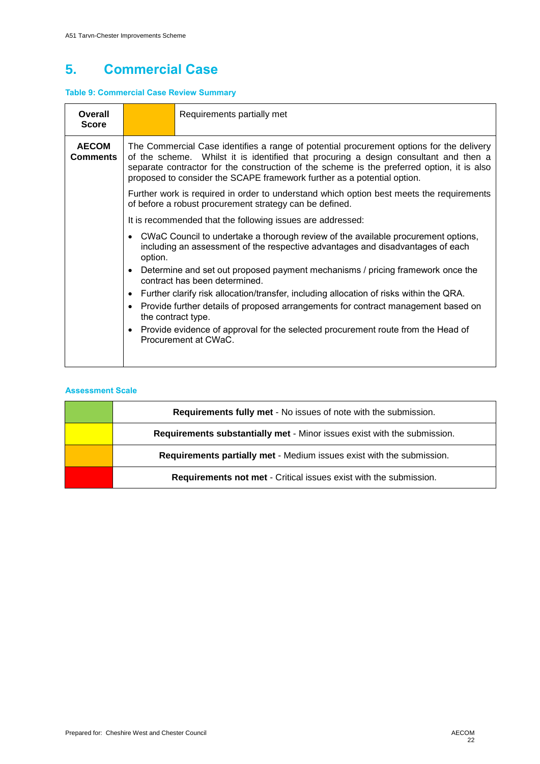# 5. Commercial Case

**Table 9: Commercial Case Review Summary**

| **Overall Score** | | Requirements partially met |
|---|---|---|
| **AECOM Comments** | The Commercial Case identifies a range of potential procurement options for the delivery of the scheme. Whilst it is identified that procuring a design consultant and then a separate contractor for the construction of the scheme is the preferred option, it is also proposed to consider the SCAPE framework further as a potential option.<br><br>Further work is required in order to understand which option best meets the requirements of before a robust procurement strategy can be defined.<br><br>It is recommended that the following issues are addressed:<br><br>• CWaC Council to undertake a thorough review of the available procurement options, including an assessment of the respective advantages and disadvantages of each option.<br>• Determine and set out proposed payment mechanisms / pricing framework once the contract has been determined.<br>• Further clarify risk allocation/transfer, including allocation of risks within the QRA.<br>• Provide further details of proposed arrangements for contract management based on the contract type.<br>• Provide evidence of approval for the selected procurement route from the Head of Procurement at CWaC. | |

**Assessment Scale**

| | |
|---|---|
| (Green) | **Requirements fully met** - No issues of note with the submission. |
| (Yellow) | **Requirements substantially met** - Minor issues exist with the submission. |
| (Amber) | **Requirements partially met** - Medium issues exist with the submission. |
| (Red) | **Requirements not met** - Critical issues exist with the submission. |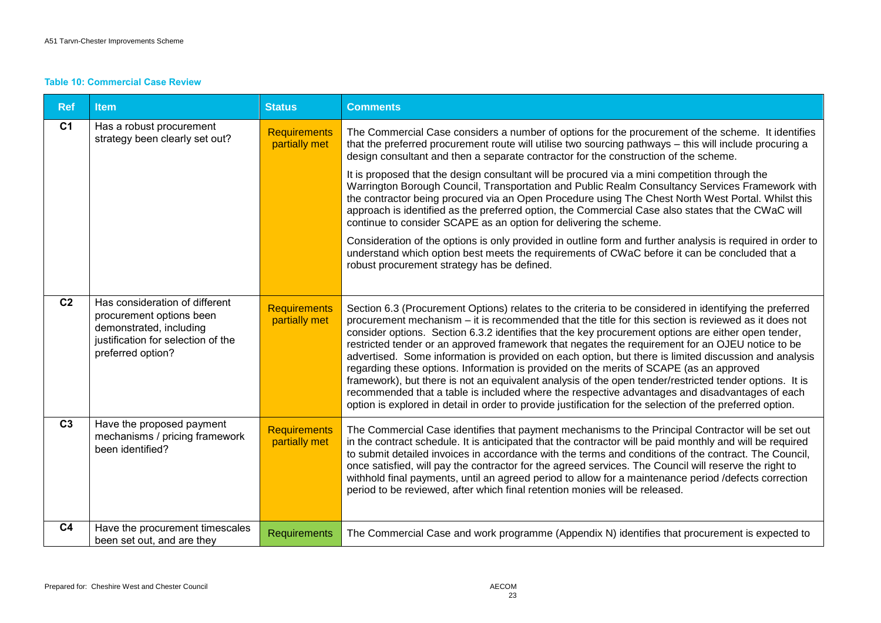**Table 10: Commercial Case Review**

| Ref | Item | Status | Comments |
|---|---|---|---|
| C1 | Has a robust procurement strategy been clearly set out? | Requirements partially met | The Commercial Case considers a number of options for the procurement of the scheme. It identifies that the preferred procurement route will utilise two sourcing pathways – this will include procuring a design consultant and then a separate contractor for the construction of the scheme.<br><br>It is proposed that the design consultant will be procured via a mini competition through the Warrington Borough Council, Transportation and Public Realm Consultancy Services Framework with the contractor being procured via an Open Procedure using The Chest North West Portal. Whilst this approach is identified as the preferred option, the Commercial Case also states that the CWaC will continue to consider SCAPE as an option for delivering the scheme.<br><br>Consideration of the options is only provided in outline form and further analysis is required in order to understand which option best meets the requirements of CWaC before it can be concluded that a robust procurement strategy has be defined. |
| C2 | Has consideration of different procurement options been demonstrated, including justification for selection of the preferred option? | Requirements partially met | Section 6.3 (Procurement Options) relates to the criteria to be considered in identifying the preferred procurement mechanism – it is recommended that the title for this section is reviewed as it does not consider options. Section 6.3.2 identifies that the key procurement options are either open tender, restricted tender or an approved framework that negates the requirement for an OJEU notice to be advertised. Some information is provided on each option, but there is limited discussion and analysis regarding these options. Information is provided on the merits of SCAPE (as an approved framework), but there is not an equivalent analysis of the open tender/restricted tender options. It is recommended that a table is included where the respective advantages and disadvantages of each option is explored in detail in order to provide justification for the selection of the preferred option. |
| C3 | Have the proposed payment mechanisms / pricing framework been identified? | Requirements partially met | The Commercial Case identifies that payment mechanisms to the Principal Contractor will be set out in the contract schedule. It is anticipated that the contractor will be paid monthly and will be required to submit detailed invoices in accordance with the terms and conditions of the contract. The Council, once satisfied, will pay the contractor for the agreed services. The Council will reserve the right to withhold final payments, until an agreed period to allow for a maintenance period /defects correction period to be reviewed, after which final retention monies will be released. |
| C4 | Have the procurement timescales been set out, and are they | Requirements | The Commercial Case and work programme (Appendix N) identifies that procurement is expected to |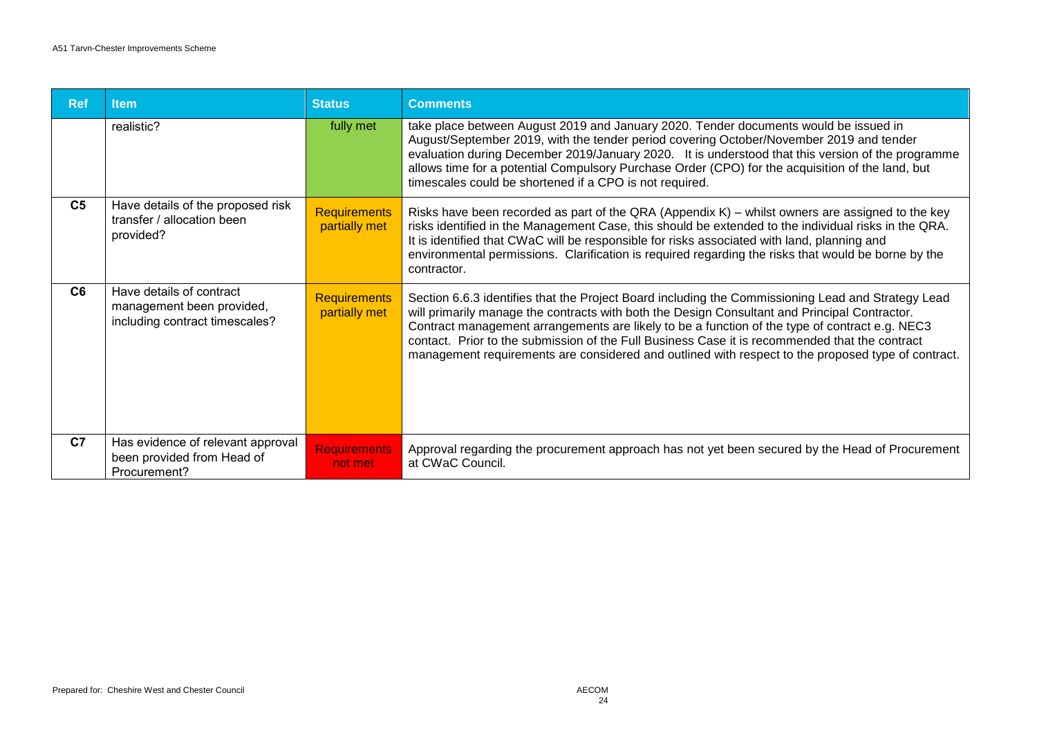| Ref | Item | Status | Comments |
|---|---|---|---|
| | realistic? | fully met | take place between August 2019 and January 2020. Tender documents would be issued in August/September 2019, with the tender period covering October/November 2019 and tender evaluation during December 2019/January 2020. It is understood that this version of the programme allows time for a potential Compulsory Purchase Order (CPO) for the acquisition of the land, but timescales could be shortened if a CPO is not required. |
| C5 | Have details of the proposed risk transfer / allocation been provided? | Requirements partially met | Risks have been recorded as part of the QRA (Appendix K) – whilst owners are assigned to the key risks identified in the Management Case, this should be extended to the individual risks in the QRA. It is identified that CWaC will be responsible for risks associated with land, planning and environmental permissions. Clarification is required regarding the risks that would be borne by the contractor. |
| C6 | Have details of contract management been provided, including contract timescales? | Requirements partially met | Section 6.6.3 identifies that the Project Board including the Commissioning Lead and Strategy Lead will primarily manage the contracts with both the Design Consultant and Principal Contractor. Contract management arrangements are likely to be a function of the type of contract e.g. NEC3 contact. Prior to the submission of the Full Business Case it is recommended that the contract management requirements are considered and outlined with respect to the proposed type of contract. |
| C7 | Has evidence of relevant approval been provided from Head of Procurement? | Requirements not met | Approval regarding the procurement approach has not yet been secured by the Head of Procurement at CWaC Council. |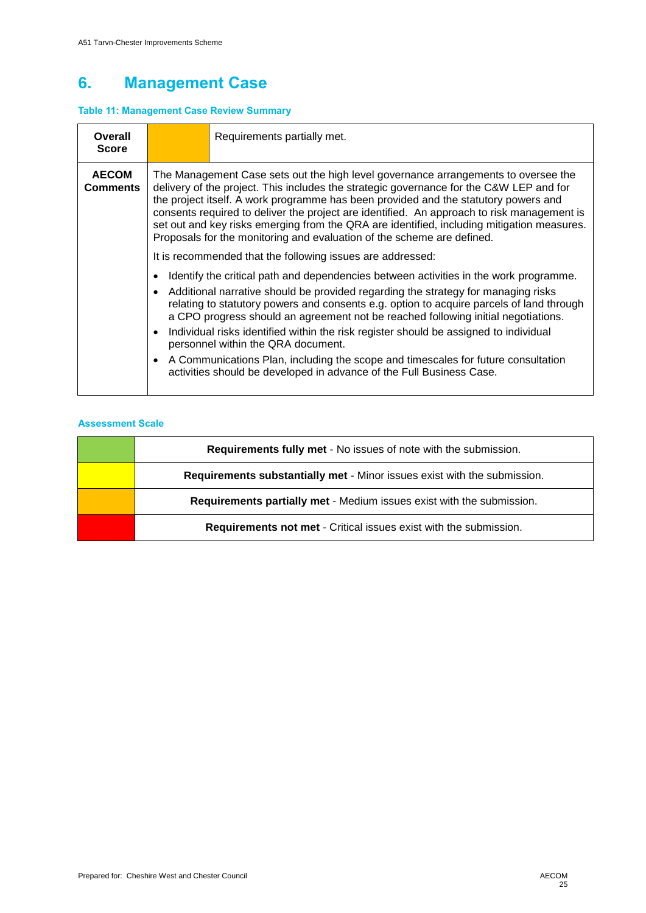# 6. Management Case

**Table 11: Management Case Review Summary**

| **Overall Score** | | Requirements partially met. |
|---|---|---|
| **AECOM Comments** | The Management Case sets out the high level governance arrangements to oversee the delivery of the project. This includes the strategic governance for the C&W LEP and for the project itself. A work programme has been provided and the statutory powers and consents required to deliver the project are identified. An approach to risk management is set out and key risks emerging from the QRA are identified, including mitigation measures. Proposals for the monitoring and evaluation of the scheme are defined.<br><br>It is recommended that the following issues are addressed:<br><br>• Identify the critical path and dependencies between activities in the work programme.<br>• Additional narrative should be provided regarding the strategy for managing risks relating to statutory powers and consents e.g. option to acquire parcels of land through a CPO progress should an agreement not be reached following initial negotiations.<br>• Individual risks identified within the risk register should be assigned to individual personnel within the QRA document.<br>• A Communications Plan, including the scope and timescales for future consultation activities should be developed in advance of the Full Business Case. | |

**Assessment Scale**

| | |
|---|---|
| | **Requirements fully met** - No issues of note with the submission. |
| | **Requirements substantially met** - Minor issues exist with the submission. |
| | **Requirements partially met** - Medium issues exist with the submission. |
| | **Requirements not met** - Critical issues exist with the submission. |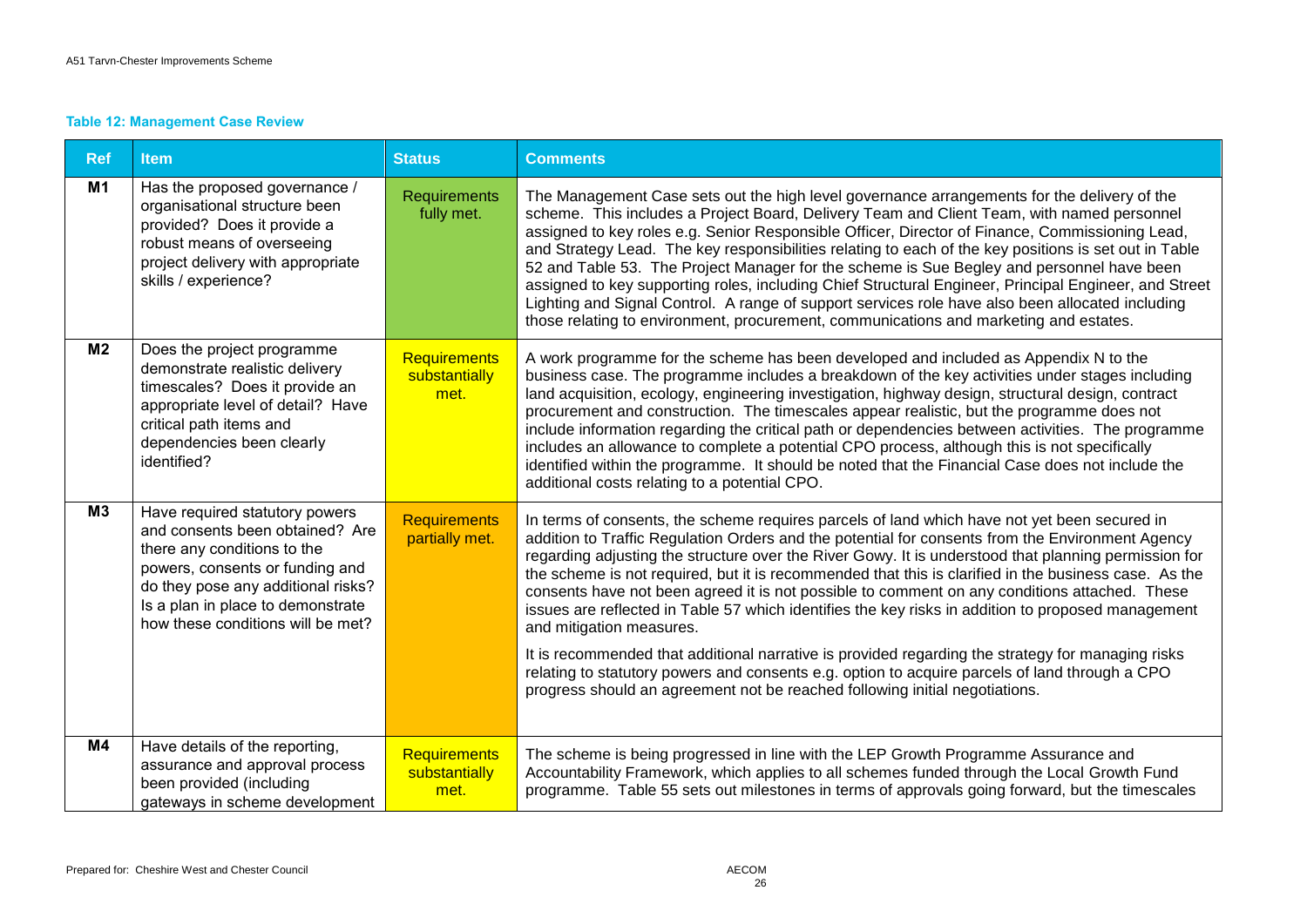**Table 12: Management Case Review**

| Ref | Item | Status | Comments |
|---|---|---|---|
| **M1** | Has the proposed governance / organisational structure been provided? Does it provide a robust means of overseeing project delivery with appropriate skills / experience? | Requirements fully met. | The Management Case sets out the high level governance arrangements for the delivery of the scheme. This includes a Project Board, Delivery Team and Client Team, with named personnel assigned to key roles e.g. Senior Responsible Officer, Director of Finance, Commissioning Lead, and Strategy Lead. The key responsibilities relating to each of the key positions is set out in Table 52 and Table 53. The Project Manager for the scheme is Sue Begley and personnel have been assigned to key supporting roles, including Chief Structural Engineer, Principal Engineer, and Street Lighting and Signal Control. A range of support services role have also been allocated including those relating to environment, procurement, communications and marketing and estates. |
| **M2** | Does the project programme demonstrate realistic delivery timescales? Does it provide an appropriate level of detail? Have critical path items and dependencies been clearly identified? | Requirements substantially met. | A work programme for the scheme has been developed and included as Appendix N to the business case. The programme includes a breakdown of the key activities under stages including land acquisition, ecology, engineering investigation, highway design, structural design, contract procurement and construction. The timescales appear realistic, but the programme does not include information regarding the critical path or dependencies between activities. The programme includes an allowance to complete a potential CPO process, although this is not specifically identified within the programme. It should be noted that the Financial Case does not include the additional costs relating to a potential CPO. |
| **M3** | Have required statutory powers and consents been obtained? Are there any conditions to the powers, consents or funding and do they pose any additional risks? Is a plan in place to demonstrate how these conditions will be met? | Requirements partially met. | In terms of consents, the scheme requires parcels of land which have not yet been secured in addition to Traffic Regulation Orders and the potential for consents from the Environment Agency regarding adjusting the structure over the River Gowy. It is understood that planning permission for the scheme is not required, but it is recommended that this is clarified in the business case. As the consents have not been agreed it is not possible to comment on any conditions attached. These issues are reflected in Table 57 which identifies the key risks in addition to proposed management and mitigation measures.<br><br>It is recommended that additional narrative is provided regarding the strategy for managing risks relating to statutory powers and consents e.g. option to acquire parcels of land through a CPO progress should an agreement not be reached following initial negotiations. |
| **M4** | Have details of the reporting, assurance and approval process been provided (including gateways in scheme development | Requirements substantially met. | The scheme is being progressed in line with the LEP Growth Programme Assurance and Accountability Framework, which applies to all schemes funded through the Local Growth Fund programme. Table 55 sets out milestones in terms of approvals going forward, but the timescales |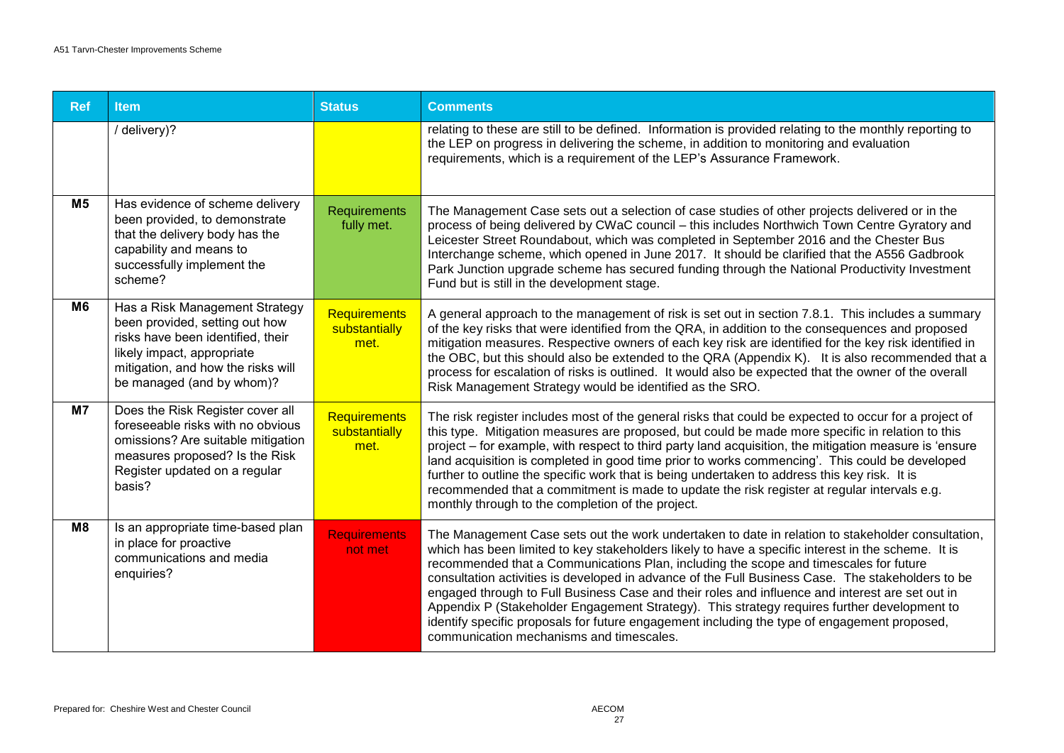| Ref | Item | Status | Comments |
|---|---|---|---|
| | / delivery)? | | relating to these are still to be defined. Information is provided relating to the monthly reporting to the LEP on progress in delivering the scheme, in addition to monitoring and evaluation requirements, which is a requirement of the LEP's Assurance Framework. |
| M5 | Has evidence of scheme delivery been provided, to demonstrate that the delivery body has the capability and means to successfully implement the scheme? | Requirements fully met. | The Management Case sets out a selection of case studies of other projects delivered or in the process of being delivered by CWaC council – this includes Northwich Town Centre Gyratory and Leicester Street Roundabout, which was completed in September 2016 and the Chester Bus Interchange scheme, which opened in June 2017. It should be clarified that the A556 Gadbrook Park Junction upgrade scheme has secured funding through the National Productivity Investment Fund but is still in the development stage. |
| M6 | Has a Risk Management Strategy been provided, setting out how risks have been identified, their likely impact, appropriate mitigation, and how the risks will be managed (and by whom)? | Requirements substantially met. | A general approach to the management of risk is set out in section 7.8.1. This includes a summary of the key risks that were identified from the QRA, in addition to the consequences and proposed mitigation measures. Respective owners of each key risk are identified for the key risk identified in the OBC, but this should also be extended to the QRA (Appendix K). It is also recommended that a process for escalation of risks is outlined. It would also be expected that the owner of the overall Risk Management Strategy would be identified as the SRO. |
| M7 | Does the Risk Register cover all foreseeable risks with no obvious omissions? Are suitable mitigation measures proposed? Is the Risk Register updated on a regular basis? | Requirements substantially met. | The risk register includes most of the general risks that could be expected to occur for a project of this type. Mitigation measures are proposed, but could be made more specific in relation to this project – for example, with respect to third party land acquisition, the mitigation measure is 'ensure land acquisition is completed in good time prior to works commencing'. This could be developed further to outline the specific work that is being undertaken to address this key risk. It is recommended that a commitment is made to update the risk register at regular intervals e.g. monthly through to the completion of the project. |
| M8 | Is an appropriate time-based plan in place for proactive communications and media enquiries? | Requirements not met | The Management Case sets out the work undertaken to date in relation to stakeholder consultation, which has been limited to key stakeholders likely to have a specific interest in the scheme. It is recommended that a Communications Plan, including the scope and timescales for future consultation activities is developed in advance of the Full Business Case. The stakeholders to be engaged through to Full Business Case and their roles and influence and interest are set out in Appendix P (Stakeholder Engagement Strategy). This strategy requires further development to identify specific proposals for future engagement including the type of engagement proposed, communication mechanisms and timescales. |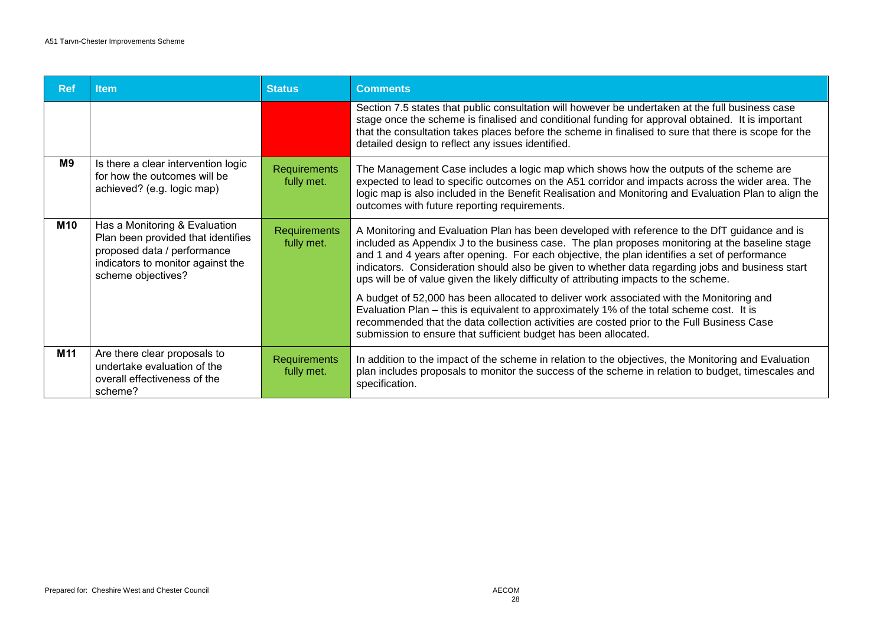| Ref | Item | Status | Comments |
|---|---|---|---|
| | | | Section 7.5 states that public consultation will however be undertaken at the full business case stage once the scheme is finalised and conditional funding for approval obtained. It is important that the consultation takes places before the scheme in finalised to sure that there is scope for the detailed design to reflect any issues identified. |
| M9 | Is there a clear intervention logic for how the outcomes will be achieved? (e.g. logic map) | Requirements fully met. | The Management Case includes a logic map which shows how the outputs of the scheme are expected to lead to specific outcomes on the A51 corridor and impacts across the wider area. The logic map is also included in the Benefit Realisation and Monitoring and Evaluation Plan to align the outcomes with future reporting requirements. |
| M10 | Has a Monitoring & Evaluation Plan been provided that identifies proposed data / performance indicators to monitor against the scheme objectives? | Requirements fully met. | A Monitoring and Evaluation Plan has been developed with reference to the DfT guidance and is included as Appendix J to the business case. The plan proposes monitoring at the baseline stage and 1 and 4 years after opening. For each objective, the plan identifies a set of performance indicators. Consideration should also be given to whether data regarding jobs and business start ups will be of value given the likely difficulty of attributing impacts to the scheme.<br><br>A budget of 52,000 has been allocated to deliver work associated with the Monitoring and Evaluation Plan – this is equivalent to approximately 1% of the total scheme cost. It is recommended that the data collection activities are costed prior to the Full Business Case submission to ensure that sufficient budget has been allocated. |
| M11 | Are there clear proposals to undertake evaluation of the overall effectiveness of the scheme? | Requirements fully met. | In addition to the impact of the scheme in relation to the objectives, the Monitoring and Evaluation plan includes proposals to monitor the success of the scheme in relation to budget, timescales and specification. |